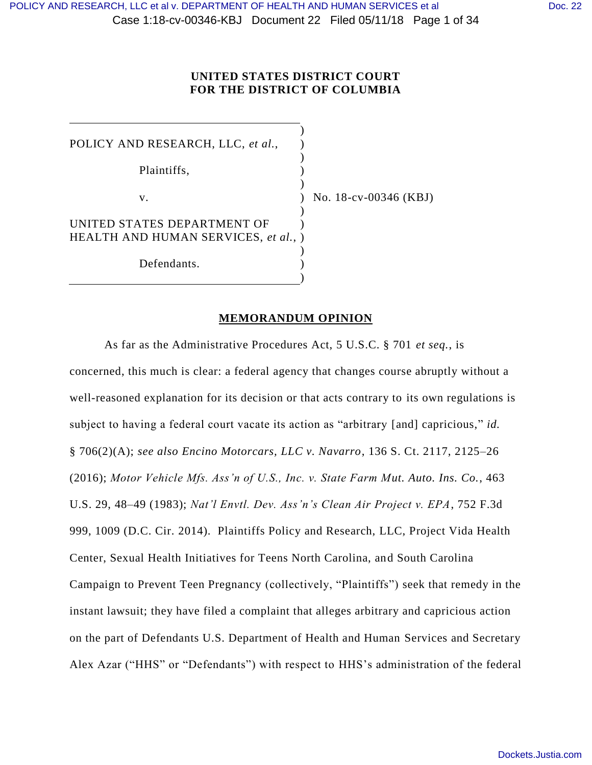**UNITED STATES DISTRICT COURT**
**FOR THE DISTRICT OF COLUMBIA**

| | | |
|---|---|---|
| POLICY AND RESEARCH, LLC, *et al.*, | ) | |
| Plaintiffs, | ) | |
| v. | ) | No. 18-cv-00346 (KBJ) |
| UNITED STATES DEPARTMENT OF HEALTH AND HUMAN SERVICES, *et al.*, | ) | |
| Defendants. | ) | |

**MEMORANDUM OPINION**

As far as the Administrative Procedures Act, 5 U.S.C. § 701 *et seq.*, is concerned, this much is clear: a federal agency that changes course abruptly without a well-reasoned explanation for its decision or that acts contrary to its own regulations is subject to having a federal court vacate its action as "arbitrary [and] capricious," *id.* § 706(2)(A); *see also Encino Motorcars, LLC v. Navarro*, 136 S. Ct. 2117, 2125–26 (2016); *Motor Vehicle Mfs. Ass'n of U.S., Inc. v. State Farm Mut. Auto. Ins. Co.*, 463 U.S. 29, 48–49 (1983); *Nat'l Envtl. Dev. Ass'n's Clean Air Project v. EPA*, 752 F.3d 999, 1009 (D.C. Cir. 2014). Plaintiffs Policy and Research, LLC, Project Vida Health Center, Sexual Health Initiatives for Teens North Carolina, and South Carolina Campaign to Prevent Teen Pregnancy (collectively, "Plaintiffs") seek that remedy in the instant lawsuit; they have filed a complaint that alleges arbitrary and capricious action on the part of Defendants U.S. Department of Health and Human Services and Secretary Alex Azar ("HHS" or "Defendants") with respect to HHS's administration of the federal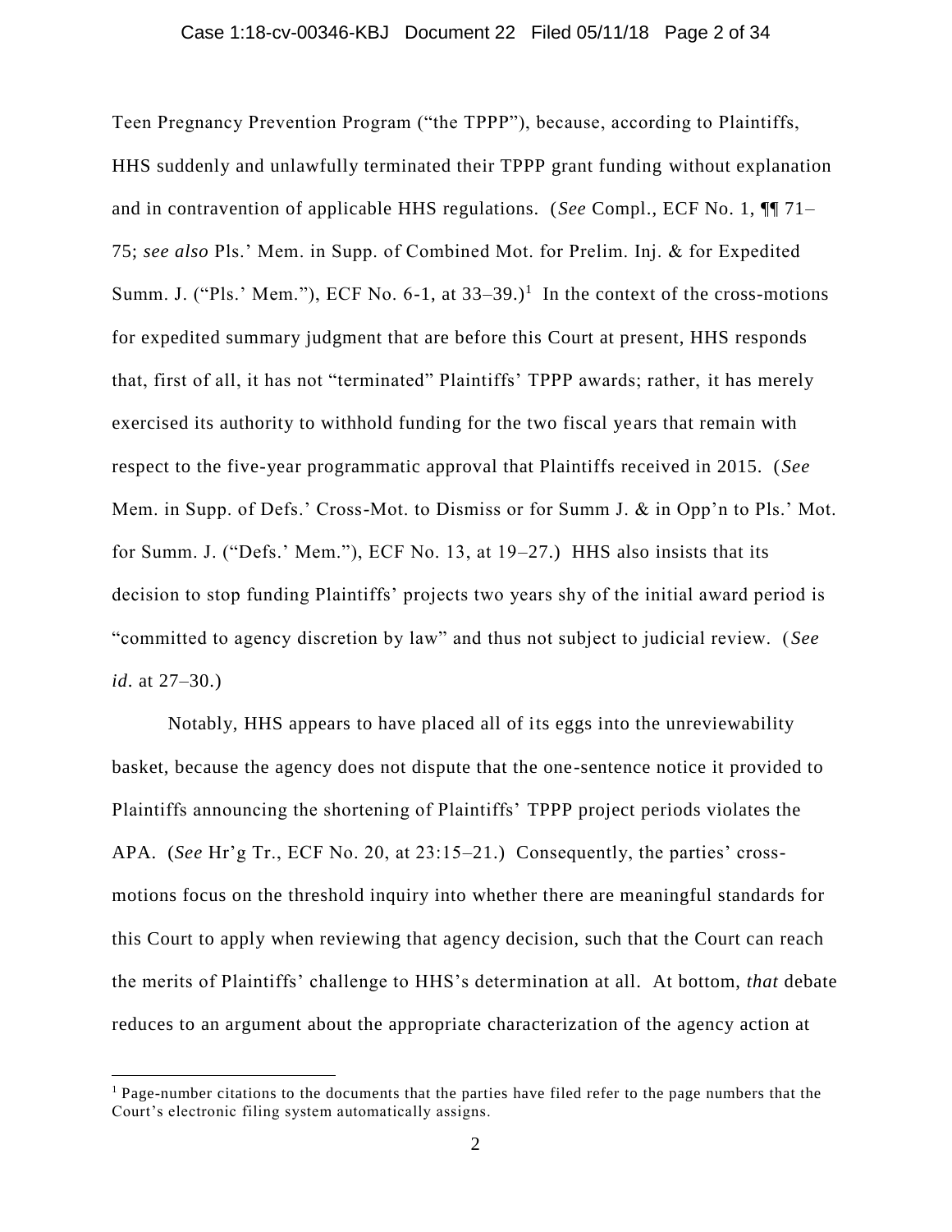Teen Pregnancy Prevention Program ("the TPPP"), because, according to Plaintiffs, HHS suddenly and unlawfully terminated their TPPP grant funding without explanation and in contravention of applicable HHS regulations. (*See* Compl., ECF No. 1, ¶¶ 71–75; *see also* Pls.' Mem. in Supp. of Combined Mot. for Prelim. Inj. & for Expedited Summ. J. ("Pls.' Mem."), ECF No. 6-1, at 33–39.)[1] In the context of the cross-motions for expedited summary judgment that are before this Court at present, HHS responds that, first of all, it has not "terminated" Plaintiffs' TPPP awards; rather, it has merely exercised its authority to withhold funding for the two fiscal years that remain with respect to the five-year programmatic approval that Plaintiffs received in 2015. (*See* Mem. in Supp. of Defs.' Cross-Mot. to Dismiss or for Summ J. & in Opp'n to Pls.' Mot. for Summ. J. ("Defs.' Mem."), ECF No. 13, at 19–27.) HHS also insists that its decision to stop funding Plaintiffs' projects two years shy of the initial award period is "committed to agency discretion by law" and thus not subject to judicial review. (*See id.* at 27–30.)

Notably, HHS appears to have placed all of its eggs into the unreviewability basket, because the agency does not dispute that the one-sentence notice it provided to Plaintiffs announcing the shortening of Plaintiffs' TPPP project periods violates the APA. (*See* Hr'g Tr., ECF No. 20, at 23:15–21.) Consequently, the parties' cross-motions focus on the threshold inquiry into whether there are meaningful standards for this Court to apply when reviewing that agency decision, such that the Court can reach the merits of Plaintiffs' challenge to HHS's determination at all. At bottom, *that* debate reduces to an argument about the appropriate characterization of the agency action at

[1] Page-number citations to the documents that the parties have filed refer to the page numbers that the Court's electronic filing system automatically assigns.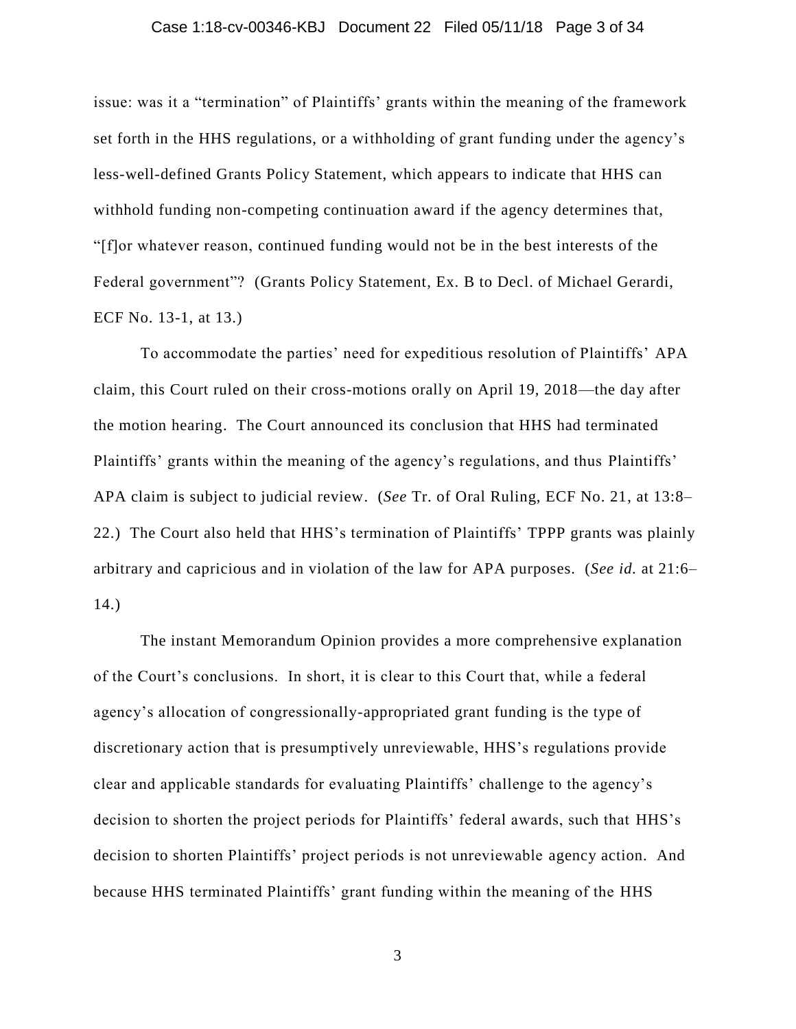issue: was it a "termination" of Plaintiffs' grants within the meaning of the framework set forth in the HHS regulations, or a withholding of grant funding under the agency's less-well-defined Grants Policy Statement, which appears to indicate that HHS can withhold funding non-competing continuation award if the agency determines that, "[f]or whatever reason, continued funding would not be in the best interests of the Federal government"? (Grants Policy Statement, Ex. B to Decl. of Michael Gerardi, ECF No. 13-1, at 13.)

To accommodate the parties' need for expeditious resolution of Plaintiffs' APA claim, this Court ruled on their cross-motions orally on April 19, 2018—the day after the motion hearing. The Court announced its conclusion that HHS had terminated Plaintiffs' grants within the meaning of the agency's regulations, and thus Plaintiffs' APA claim is subject to judicial review. (*See* Tr. of Oral Ruling, ECF No. 21, at 13:8–22.) The Court also held that HHS's termination of Plaintiffs' TPPP grants was plainly arbitrary and capricious and in violation of the law for APA purposes. (*See id.* at 21:6–14.)

The instant Memorandum Opinion provides a more comprehensive explanation of the Court's conclusions. In short, it is clear to this Court that, while a federal agency's allocation of congressionally-appropriated grant funding is the type of discretionary action that is presumptively unreviewable, HHS's regulations provide clear and applicable standards for evaluating Plaintiffs' challenge to the agency's decision to shorten the project periods for Plaintiffs' federal awards, such that HHS's decision to shorten Plaintiffs' project periods is not unreviewable agency action. And because HHS terminated Plaintiffs' grant funding within the meaning of the HHS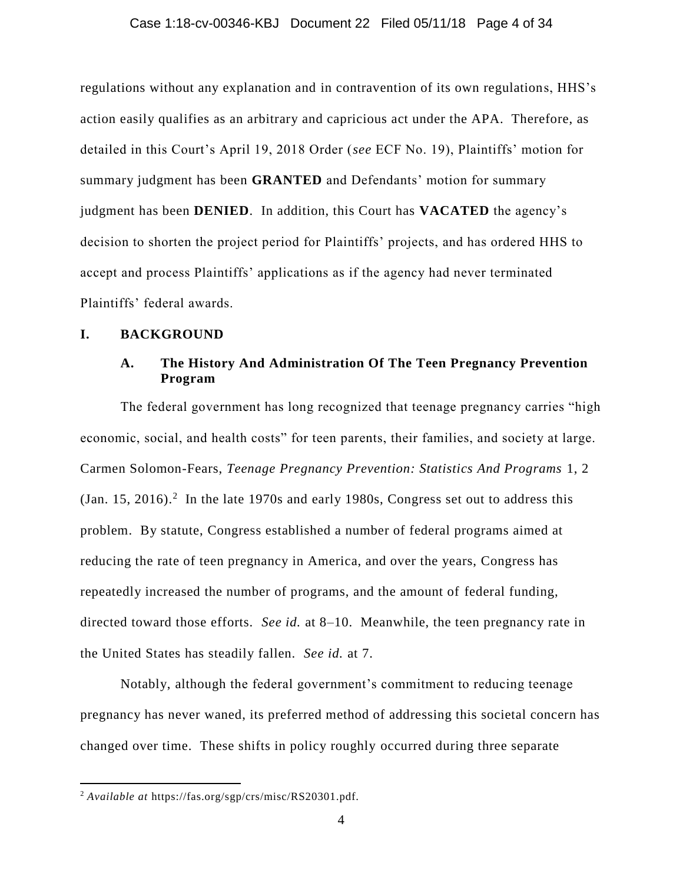regulations without any explanation and in contravention of its own regulations, HHS's action easily qualifies as an arbitrary and capricious act under the APA. Therefore, as detailed in this Court's April 19, 2018 Order (*see* ECF No. 19), Plaintiffs' motion for summary judgment has been **GRANTED** and Defendants' motion for summary judgment has been **DENIED**. In addition, this Court has **VACATED** the agency's decision to shorten the project period for Plaintiffs' projects, and has ordered HHS to accept and process Plaintiffs' applications as if the agency had never terminated Plaintiffs' federal awards.

## I. BACKGROUND

### A. The History And Administration Of The Teen Pregnancy Prevention Program

The federal government has long recognized that teenage pregnancy carries "high economic, social, and health costs" for teen parents, their families, and society at large. Carmen Solomon-Fears, *Teenage Pregnancy Prevention: Statistics And Programs* 1, 2 (Jan. 15, 2016).[2] In the late 1970s and early 1980s, Congress set out to address this problem. By statute, Congress established a number of federal programs aimed at reducing the rate of teen pregnancy in America, and over the years, Congress has repeatedly increased the number of programs, and the amount of federal funding, directed toward those efforts. *See id.* at 8–10. Meanwhile, the teen pregnancy rate in the United States has steadily fallen. *See id.* at 7.

Notably, although the federal government's commitment to reducing teenage pregnancy has never waned, its preferred method of addressing this societal concern has changed over time. These shifts in policy roughly occurred during three separate

---

[2] *Available at* https://fas.org/sgp/crs/misc/RS20301.pdf.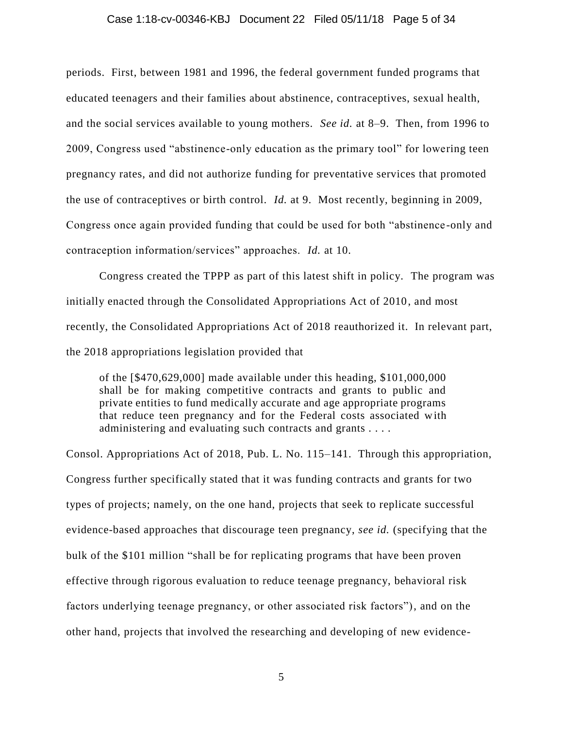periods. First, between 1981 and 1996, the federal government funded programs that educated teenagers and their families about abstinence, contraceptives, sexual health, and the social services available to young mothers. *See id.* at 8–9. Then, from 1996 to 2009, Congress used "abstinence-only education as the primary tool" for lowering teen pregnancy rates, and did not authorize funding for preventative services that promoted the use of contraceptives or birth control. *Id.* at 9. Most recently, beginning in 2009, Congress once again provided funding that could be used for both "abstinence-only and contraception information/services" approaches. *Id.* at 10.

Congress created the TPPP as part of this latest shift in policy. The program was initially enacted through the Consolidated Appropriations Act of 2010, and most recently, the Consolidated Appropriations Act of 2018 reauthorized it. In relevant part, the 2018 appropriations legislation provided that

> of the [$470,629,000] made available under this heading, $101,000,000 shall be for making competitive contracts and grants to public and private entities to fund medically accurate and age appropriate programs that reduce teen pregnancy and for the Federal costs associated with administering and evaluating such contracts and grants . . . .

Consol. Appropriations Act of 2018, Pub. L. No. 115–141. Through this appropriation, Congress further specifically stated that it was funding contracts and grants for two types of projects; namely, on the one hand, projects that seek to replicate successful evidence-based approaches that discourage teen pregnancy, *see id.* (specifying that the bulk of the $101 million "shall be for replicating programs that have been proven effective through rigorous evaluation to reduce teenage pregnancy, behavioral risk factors underlying teenage pregnancy, or other associated risk factors"), and on the other hand, projects that involved the researching and developing of new evidence-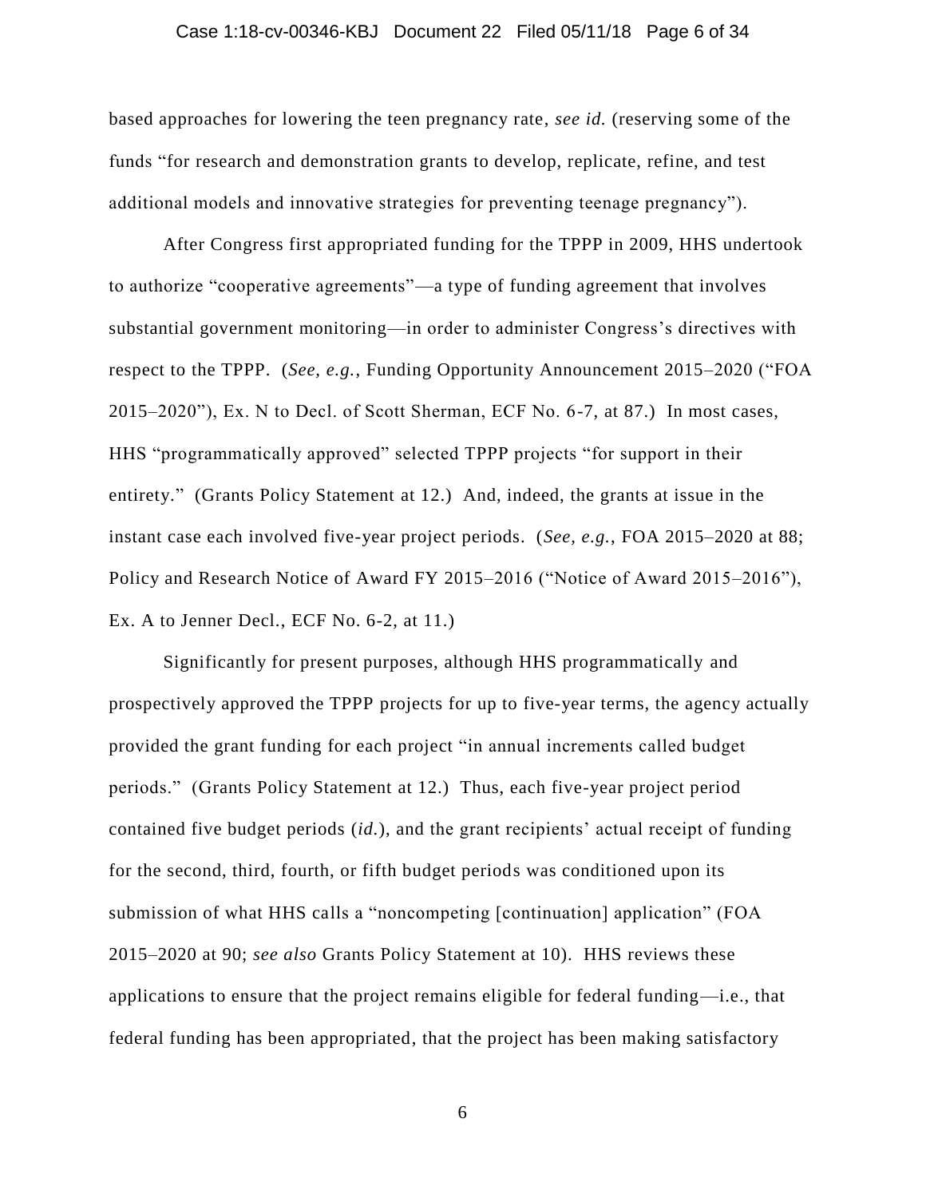based approaches for lowering the teen pregnancy rate, *see id.* (reserving some of the funds "for research and demonstration grants to develop, replicate, refine, and test additional models and innovative strategies for preventing teenage pregnancy").

After Congress first appropriated funding for the TPPP in 2009, HHS undertook to authorize "cooperative agreements"—a type of funding agreement that involves substantial government monitoring—in order to administer Congress's directives with respect to the TPPP. (*See, e.g.*, Funding Opportunity Announcement 2015–2020 ("FOA 2015–2020"), Ex. N to Decl. of Scott Sherman, ECF No. 6-7, at 87.) In most cases, HHS "programmatically approved" selected TPPP projects "for support in their entirety." (Grants Policy Statement at 12.) And, indeed, the grants at issue in the instant case each involved five-year project periods. (*See, e.g.*, FOA 2015–2020 at 88; Policy and Research Notice of Award FY 2015–2016 ("Notice of Award 2015–2016"), Ex. A to Jenner Decl., ECF No. 6-2, at 11.)

Significantly for present purposes, although HHS programmatically and prospectively approved the TPPP projects for up to five-year terms, the agency actually provided the grant funding for each project "in annual increments called budget periods." (Grants Policy Statement at 12.) Thus, each five-year project period contained five budget periods (*id.*), and the grant recipients' actual receipt of funding for the second, third, fourth, or fifth budget periods was conditioned upon its submission of what HHS calls a "noncompeting [continuation] application" (FOA 2015–2020 at 90; *see also* Grants Policy Statement at 10). HHS reviews these applications to ensure that the project remains eligible for federal funding—i.e., that federal funding has been appropriated, that the project has been making satisfactory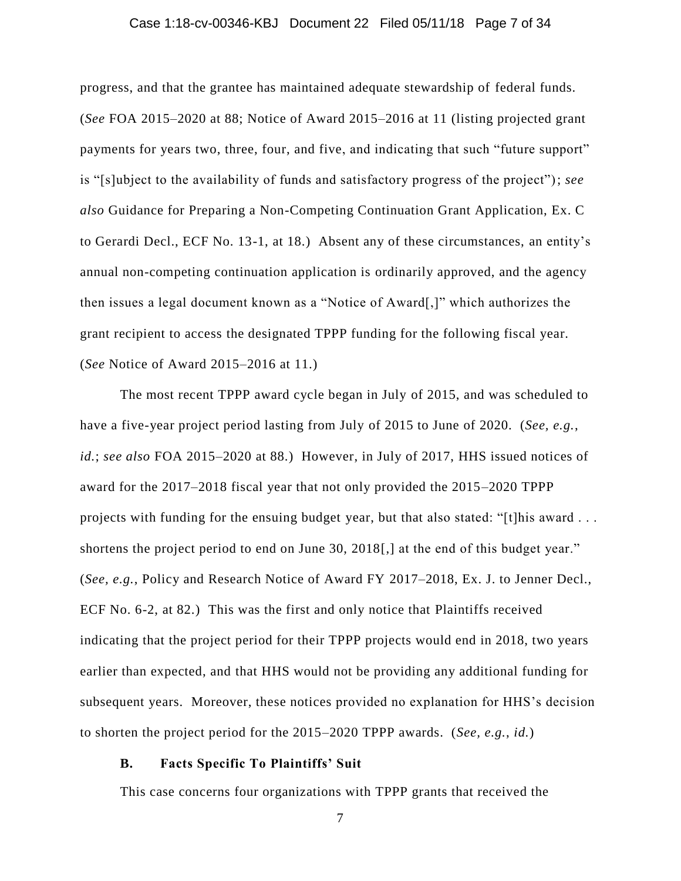progress, and that the grantee has maintained adequate stewardship of federal funds. (*See* FOA 2015–2020 at 88; Notice of Award 2015–2016 at 11 (listing projected grant payments for years two, three, four, and five, and indicating that such "future support" is "[s]ubject to the availability of funds and satisfactory progress of the project"); *see also* Guidance for Preparing a Non-Competing Continuation Grant Application, Ex. C to Gerardi Decl., ECF No. 13-1, at 18.) Absent any of these circumstances, an entity's annual non-competing continuation application is ordinarily approved, and the agency then issues a legal document known as a "Notice of Award[,]" which authorizes the grant recipient to access the designated TPPP funding for the following fiscal year. (*See* Notice of Award 2015–2016 at 11.)

The most recent TPPP award cycle began in July of 2015, and was scheduled to have a five-year project period lasting from July of 2015 to June of 2020. (*See, e.g.*, *id.*; *see also* FOA 2015–2020 at 88.) However, in July of 2017, HHS issued notices of award for the 2017–2018 fiscal year that not only provided the 2015–2020 TPPP projects with funding for the ensuing budget year, but that also stated: "[t]his award . . . shortens the project period to end on June 30, 2018[,] at the end of this budget year." (*See, e.g.*, Policy and Research Notice of Award FY 2017–2018, Ex. J. to Jenner Decl., ECF No. 6-2, at 82.) This was the first and only notice that Plaintiffs received indicating that the project period for their TPPP projects would end in 2018, two years earlier than expected, and that HHS would not be providing any additional funding for subsequent years. Moreover, these notices provided no explanation for HHS's decision to shorten the project period for the 2015–2020 TPPP awards. (*See, e.g.*, *id.*)

### B. Facts Specific To Plaintiffs' Suit

This case concerns four organizations with TPPP grants that received the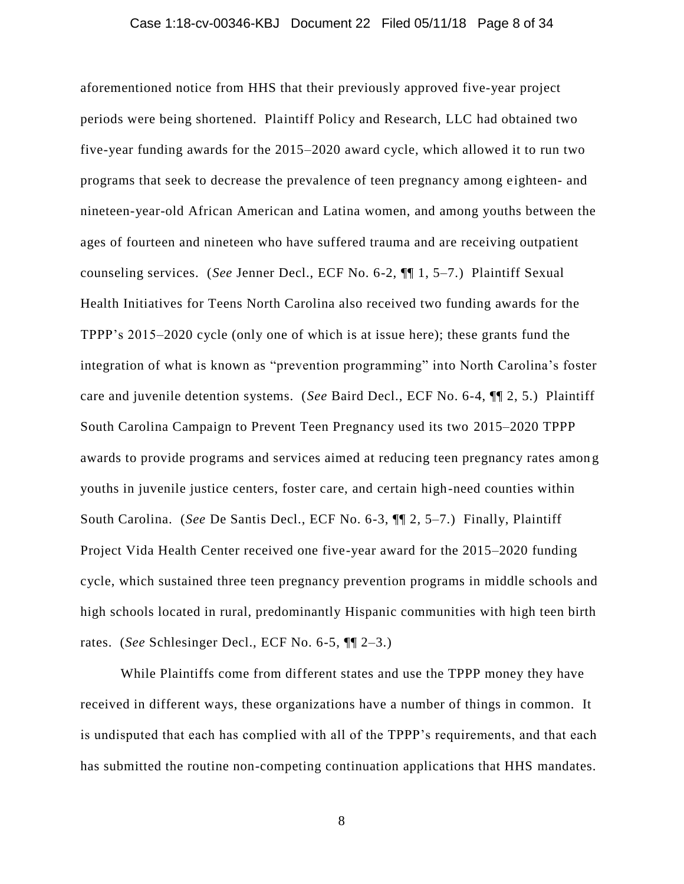aforementioned notice from HHS that their previously approved five-year project periods were being shortened. Plaintiff Policy and Research, LLC had obtained two five-year funding awards for the 2015–2020 award cycle, which allowed it to run two programs that seek to decrease the prevalence of teen pregnancy among eighteen- and nineteen-year-old African American and Latina women, and among youths between the ages of fourteen and nineteen who have suffered trauma and are receiving outpatient counseling services. (*See* Jenner Decl., ECF No. 6-2, ¶¶ 1, 5–7.) Plaintiff Sexual Health Initiatives for Teens North Carolina also received two funding awards for the TPPP's 2015–2020 cycle (only one of which is at issue here); these grants fund the integration of what is known as "prevention programming" into North Carolina's foster care and juvenile detention systems. (*See* Baird Decl., ECF No. 6-4, ¶¶ 2, 5.) Plaintiff South Carolina Campaign to Prevent Teen Pregnancy used its two 2015–2020 TPPP awards to provide programs and services aimed at reducing teen pregnancy rates among youths in juvenile justice centers, foster care, and certain high-need counties within South Carolina. (*See* De Santis Decl., ECF No. 6-3, ¶¶ 2, 5–7.) Finally, Plaintiff Project Vida Health Center received one five-year award for the 2015–2020 funding cycle, which sustained three teen pregnancy prevention programs in middle schools and high schools located in rural, predominantly Hispanic communities with high teen birth rates. (*See* Schlesinger Decl., ECF No. 6-5, ¶¶ 2–3.)

While Plaintiffs come from different states and use the TPPP money they have received in different ways, these organizations have a number of things in common. It is undisputed that each has complied with all of the TPPP's requirements, and that each has submitted the routine non-competing continuation applications that HHS mandates.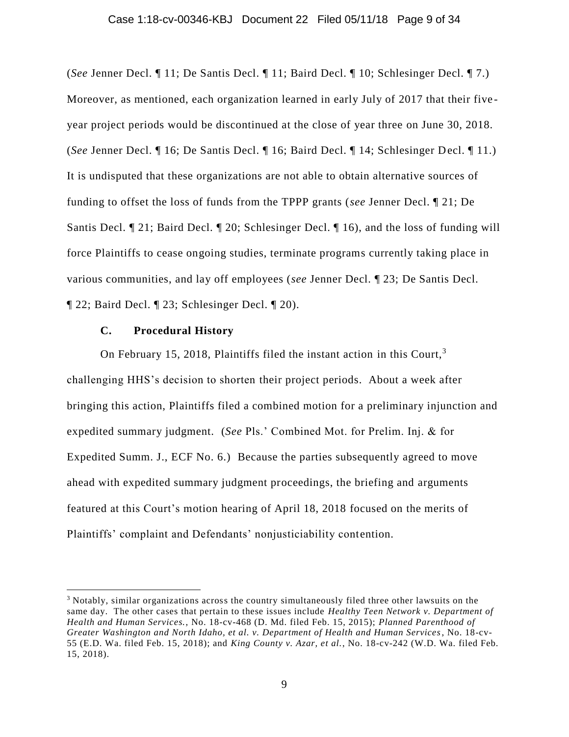(*See* Jenner Decl. ¶ 11; De Santis Decl. ¶ 11; Baird Decl. ¶ 10; Schlesinger Decl. ¶ 7.) Moreover, as mentioned, each organization learned in early July of 2017 that their five-year project periods would be discontinued at the close of year three on June 30, 2018. (*See* Jenner Decl. ¶ 16; De Santis Decl. ¶ 16; Baird Decl. ¶ 14; Schlesinger Decl. ¶ 11.) It is undisputed that these organizations are not able to obtain alternative sources of funding to offset the loss of funds from the TPPP grants (*see* Jenner Decl. ¶ 21; De Santis Decl. ¶ 21; Baird Decl. ¶ 20; Schlesinger Decl. ¶ 16), and the loss of funding will force Plaintiffs to cease ongoing studies, terminate programs currently taking place in various communities, and lay off employees (*see* Jenner Decl. ¶ 23; De Santis Decl. ¶ 22; Baird Decl. ¶ 23; Schlesinger Decl. ¶ 20).

### C. Procedural History

On February 15, 2018, Plaintiffs filed the instant action in this Court,[3] challenging HHS's decision to shorten their project periods. About a week after bringing this action, Plaintiffs filed a combined motion for a preliminary injunction and expedited summary judgment. (*See* Pls.' Combined Mot. for Prelim. Inj. & for Expedited Summ. J., ECF No. 6.) Because the parties subsequently agreed to move ahead with expedited summary judgment proceedings, the briefing and arguments featured at this Court's motion hearing of April 18, 2018 focused on the merits of Plaintiffs' complaint and Defendants' nonjusticiability contention.

---

[3] Notably, similar organizations across the country simultaneously filed three other lawsuits on the same day. The other cases that pertain to these issues include *Healthy Teen Network v. Department of Health and Human Services.*, No. 18-cv-468 (D. Md. filed Feb. 15, 2015); *Planned Parenthood of Greater Washington and North Idaho, et al. v. Department of Health and Human Services*, No. 18-cv-55 (E.D. Wa. filed Feb. 15, 2018); and *King County v. Azar, et al.*, No. 18-cv-242 (W.D. Wa. filed Feb. 15, 2018).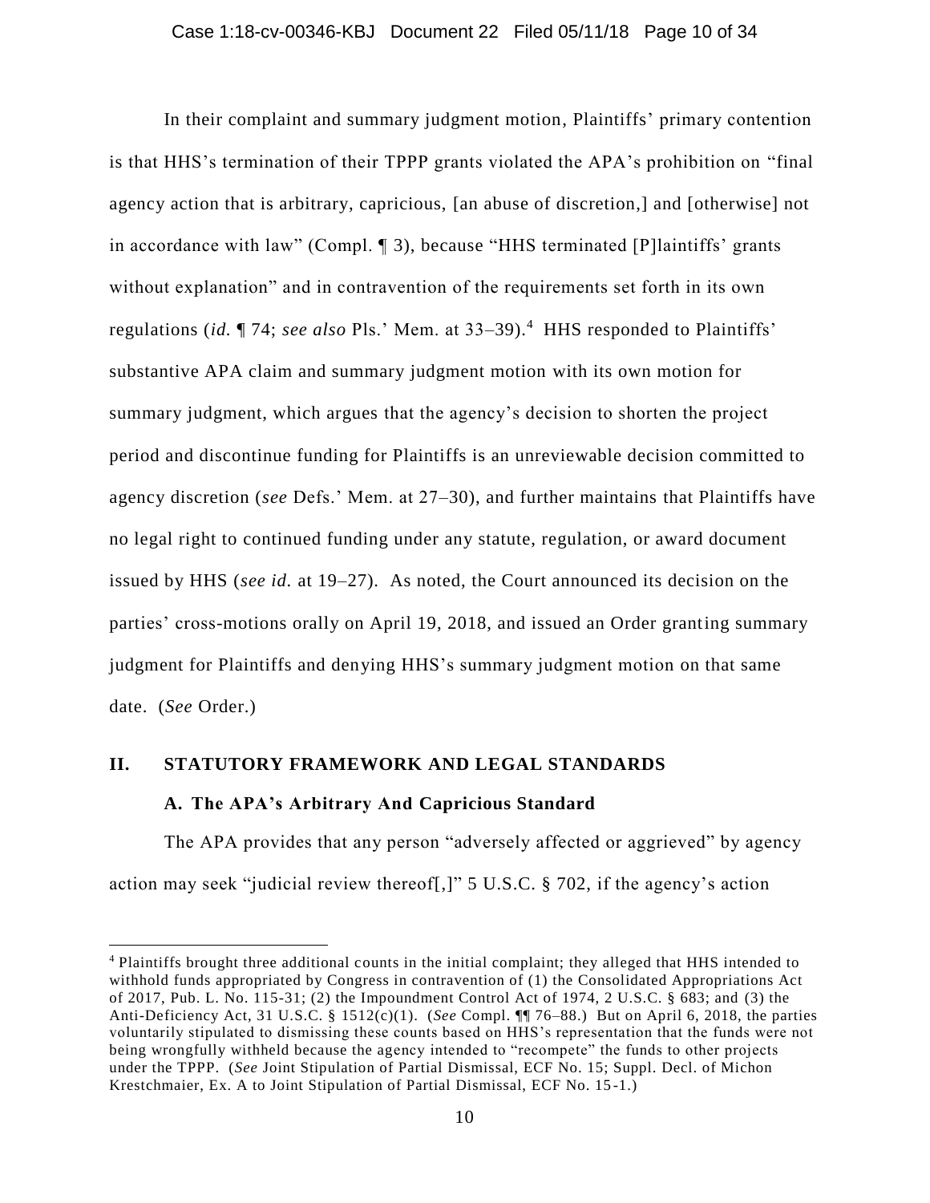In their complaint and summary judgment motion, Plaintiffs' primary contention is that HHS's termination of their TPPP grants violated the APA's prohibition on "final agency action that is arbitrary, capricious, [an abuse of discretion,] and [otherwise] not in accordance with law" (Compl. ¶ 3), because "HHS terminated [P]laintiffs' grants without explanation" and in contravention of the requirements set forth in its own regulations (*id.* ¶ 74; *see also* Pls.' Mem. at 33–39).[4] HHS responded to Plaintiffs' substantive APA claim and summary judgment motion with its own motion for summary judgment, which argues that the agency's decision to shorten the project period and discontinue funding for Plaintiffs is an unreviewable decision committed to agency discretion (*see* Defs.' Mem. at 27–30), and further maintains that Plaintiffs have no legal right to continued funding under any statute, regulation, or award document issued by HHS (*see id.* at 19–27). As noted, the Court announced its decision on the parties' cross-motions orally on April 19, 2018, and issued an Order granting summary judgment for Plaintiffs and denying HHS's summary judgment motion on that same date. (*See* Order.)

## II. STATUTORY FRAMEWORK AND LEGAL STANDARDS

### A. The APA's Arbitrary And Capricious Standard

The APA provides that any person "adversely affected or aggrieved" by agency action may seek "judicial review thereof[,]" 5 U.S.C. § 702, if the agency's action

---

[4] Plaintiffs brought three additional counts in the initial complaint; they alleged that HHS intended to withhold funds appropriated by Congress in contravention of (1) the Consolidated Appropriations Act of 2017, Pub. L. No. 115-31; (2) the Impoundment Control Act of 1974, 2 U.S.C. § 683; and (3) the Anti-Deficiency Act, 31 U.S.C. § 1512(c)(1). (*See* Compl. ¶¶ 76–88.) But on April 6, 2018, the parties voluntarily stipulated to dismissing these counts based on HHS's representation that the funds were not being wrongfully withheld because the agency intended to "recompete" the funds to other projects under the TPPP. (*See* Joint Stipulation of Partial Dismissal, ECF No. 15; Suppl. Decl. of Michon Krestchmaier, Ex. A to Joint Stipulation of Partial Dismissal, ECF No. 15-1.)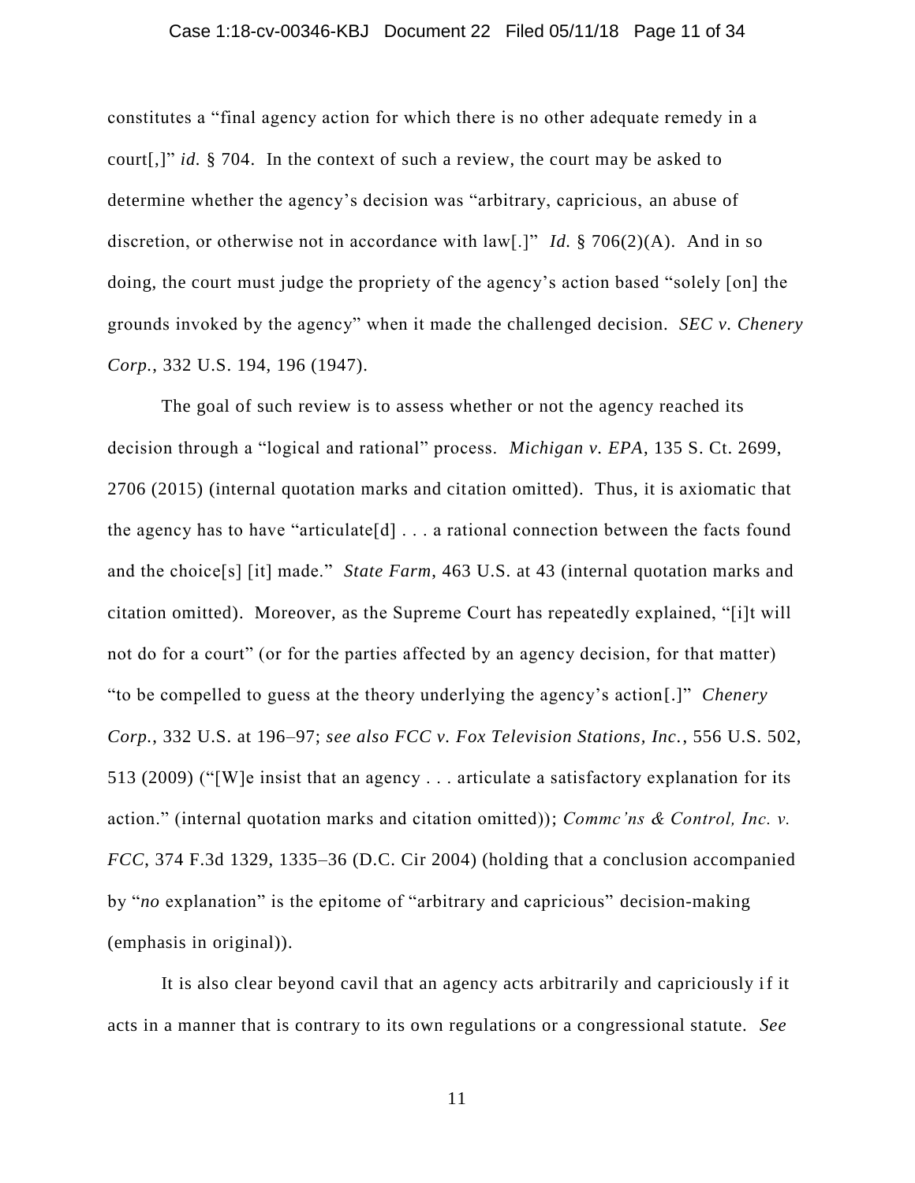constitutes a "final agency action for which there is no other adequate remedy in a court[,]" *id.* § 704. In the context of such a review, the court may be asked to determine whether the agency's decision was "arbitrary, capricious, an abuse of discretion, or otherwise not in accordance with law[.]" *Id.* § 706(2)(A). And in so doing, the court must judge the propriety of the agency's action based "solely [on] the grounds invoked by the agency" when it made the challenged decision. *SEC v. Chenery Corp.*, 332 U.S. 194, 196 (1947).

The goal of such review is to assess whether or not the agency reached its decision through a "logical and rational" process. *Michigan v. EPA*, 135 S. Ct. 2699, 2706 (2015) (internal quotation marks and citation omitted). Thus, it is axiomatic that the agency has to have "articulate[d] . . . a rational connection between the facts found and the choice[s] [it] made." *State Farm*, 463 U.S. at 43 (internal quotation marks and citation omitted). Moreover, as the Supreme Court has repeatedly explained, "[i]t will not do for a court" (or for the parties affected by an agency decision, for that matter) "to be compelled to guess at the theory underlying the agency's action[.]" *Chenery Corp.*, 332 U.S. at 196–97; *see also FCC v. Fox Television Stations, Inc.*, 556 U.S. 502, 513 (2009) ("[W]e insist that an agency . . . articulate a satisfactory explanation for its action." (internal quotation marks and citation omitted)); *Commc'ns & Control, Inc. v. FCC*, 374 F.3d 1329, 1335–36 (D.C. Cir 2004) (holding that a conclusion accompanied by "*no* explanation" is the epitome of "arbitrary and capricious" decision-making (emphasis in original)).

It is also clear beyond cavil that an agency acts arbitrarily and capriciously if it acts in a manner that is contrary to its own regulations or a congressional statute. *See*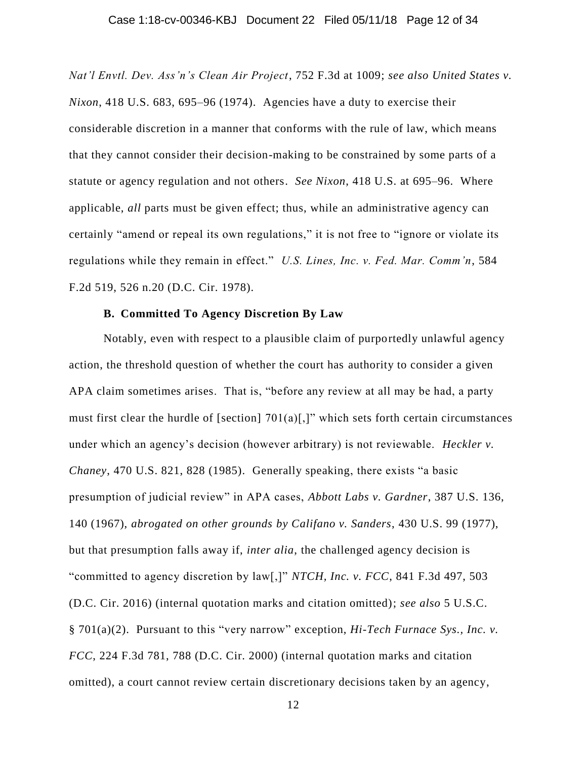*Nat'l Envtl. Dev. Ass'n's Clean Air Project*, 752 F.3d at 1009; *see also United States v. Nixon*, 418 U.S. 683, 695–96 (1974). Agencies have a duty to exercise their considerable discretion in a manner that conforms with the rule of law, which means that they cannot consider their decision-making to be constrained by some parts of a statute or agency regulation and not others. *See Nixon*, 418 U.S. at 695–96. Where applicable, *all* parts must be given effect; thus, while an administrative agency can certainly "amend or repeal its own regulations," it is not free to "ignore or violate its regulations while they remain in effect." *U.S. Lines, Inc. v. Fed. Mar. Comm'n*, 584 F.2d 519, 526 n.20 (D.C. Cir. 1978).

### B. Committed To Agency Discretion By Law

Notably, even with respect to a plausible claim of purportedly unlawful agency action, the threshold question of whether the court has authority to consider a given APA claim sometimes arises. That is, "before any review at all may be had, a party must first clear the hurdle of [section] 701(a)[,]" which sets forth certain circumstances under which an agency's decision (however arbitrary) is not reviewable. *Heckler v. Chaney*, 470 U.S. 821, 828 (1985). Generally speaking, there exists "a basic presumption of judicial review" in APA cases, *Abbott Labs v. Gardner*, 387 U.S. 136, 140 (1967), *abrogated on other grounds by Califano v. Sanders*, 430 U.S. 99 (1977), but that presumption falls away if, *inter alia*, the challenged agency decision is "committed to agency discretion by law[,]" *NTCH, Inc. v. FCC*, 841 F.3d 497, 503 (D.C. Cir. 2016) (internal quotation marks and citation omitted); *see also* 5 U.S.C. § 701(a)(2). Pursuant to this "very narrow" exception, *Hi-Tech Furnace Sys., Inc. v. FCC*, 224 F.3d 781, 788 (D.C. Cir. 2000) (internal quotation marks and citation omitted), a court cannot review certain discretionary decisions taken by an agency,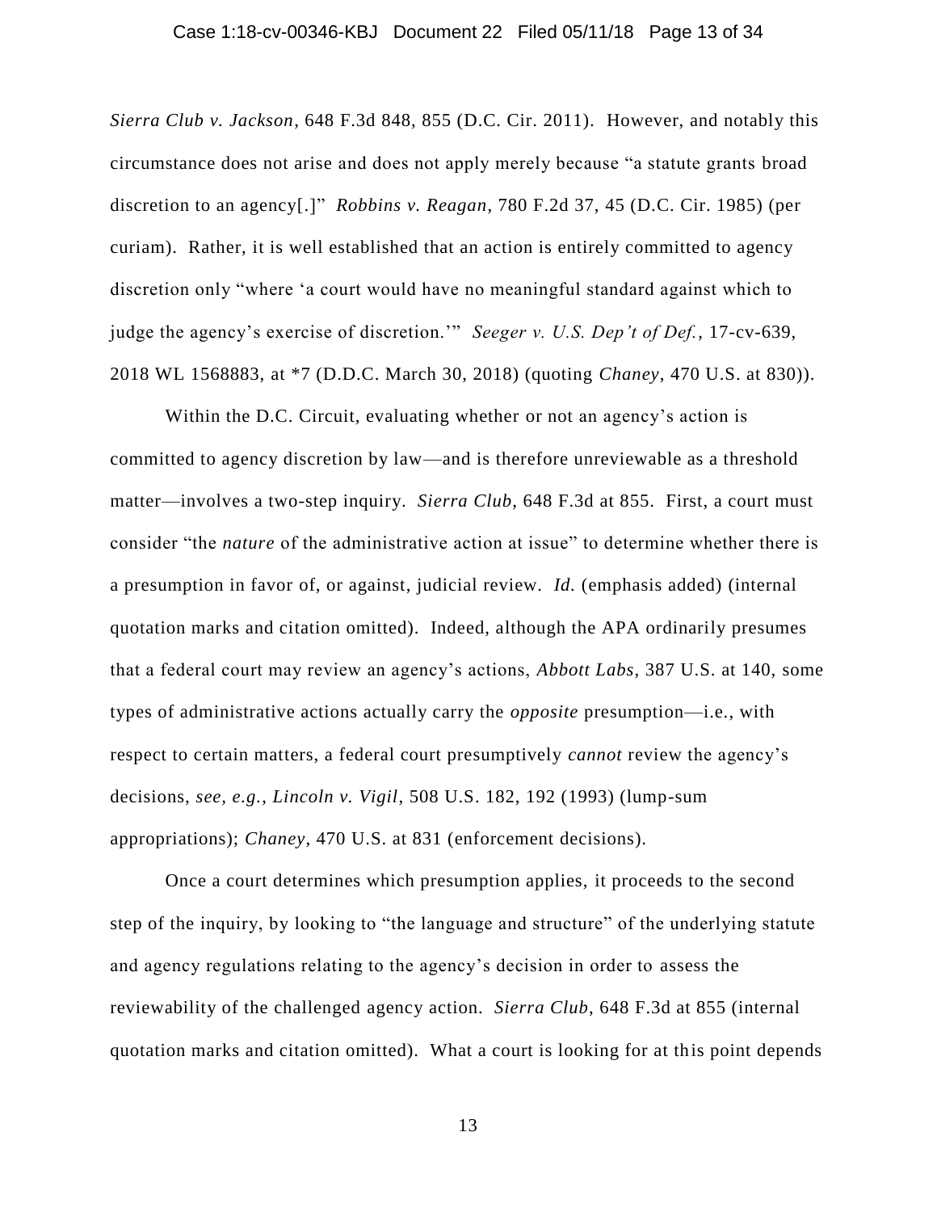*Sierra Club v. Jackson*, 648 F.3d 848, 855 (D.C. Cir. 2011). However, and notably this circumstance does not arise and does not apply merely because "a statute grants broad discretion to an agency[.]" *Robbins v. Reagan*, 780 F.2d 37, 45 (D.C. Cir. 1985) (per curiam). Rather, it is well established that an action is entirely committed to agency discretion only "where 'a court would have no meaningful standard against which to judge the agency's exercise of discretion.'" *Seeger v. U.S. Dep't of Def.*, 17-cv-639, 2018 WL 1568883, at *7 (D.D.C. March 30, 2018) (quoting *Chaney*, 470 U.S. at 830)).

Within the D.C. Circuit, evaluating whether or not an agency's action is committed to agency discretion by law—and is therefore unreviewable as a threshold matter—involves a two-step inquiry. *Sierra Club*, 648 F.3d at 855. First, a court must consider "the *nature* of the administrative action at issue" to determine whether there is a presumption in favor of, or against, judicial review. *Id.* (emphasis added) (internal quotation marks and citation omitted). Indeed, although the APA ordinarily presumes that a federal court may review an agency's actions, *Abbott Labs*, 387 U.S. at 140, some types of administrative actions actually carry the *opposite* presumption—i.e., with respect to certain matters, a federal court presumptively *cannot* review the agency's decisions, *see, e.g.*, *Lincoln v. Vigil*, 508 U.S. 182, 192 (1993) (lump-sum appropriations); *Chaney*, 470 U.S. at 831 (enforcement decisions).

Once a court determines which presumption applies, it proceeds to the second step of the inquiry, by looking to "the language and structure" of the underlying statute and agency regulations relating to the agency's decision in order to assess the reviewability of the challenged agency action. *Sierra Club*, 648 F.3d at 855 (internal quotation marks and citation omitted). What a court is looking for at this point depends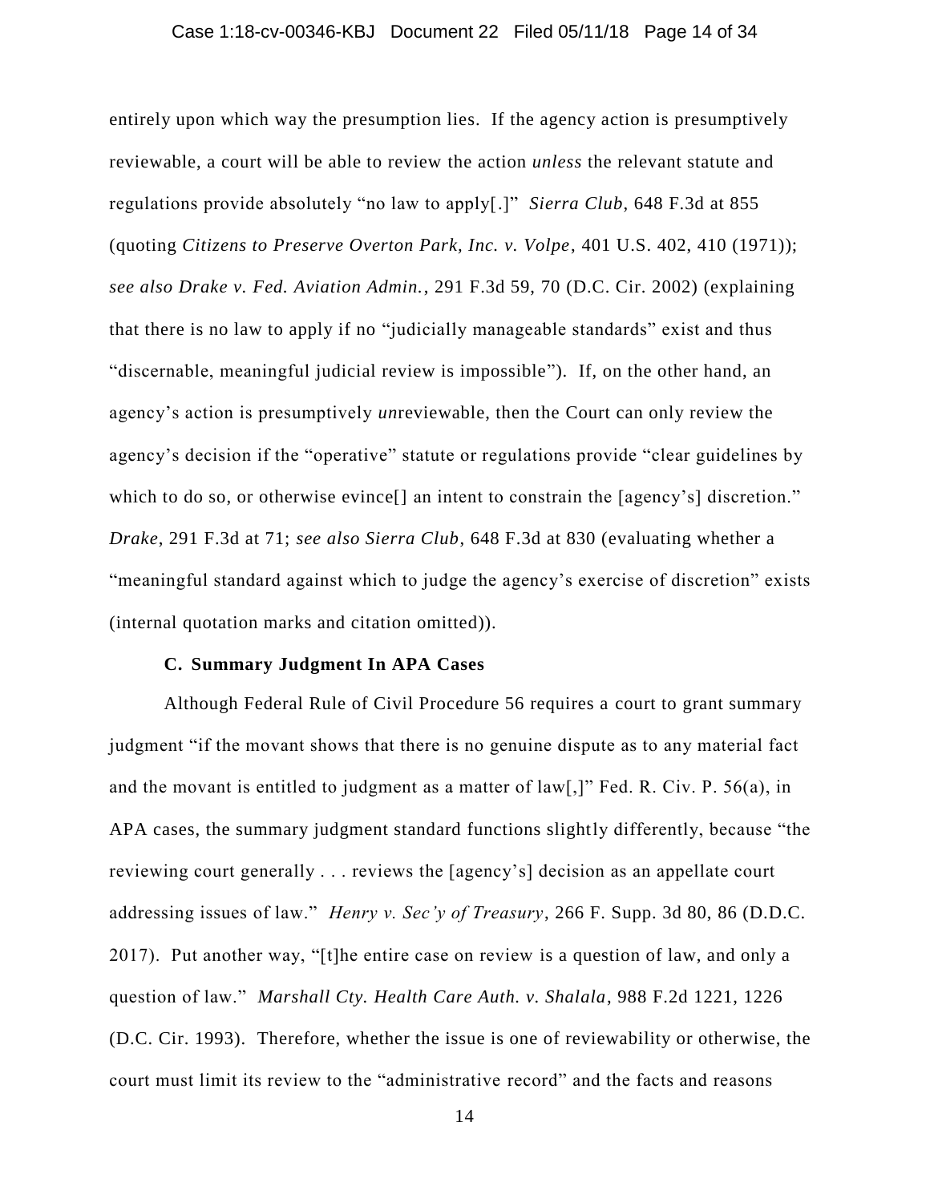entirely upon which way the presumption lies. If the agency action is presumptively reviewable, a court will be able to review the action *unless* the relevant statute and regulations provide absolutely "no law to apply[.]" *Sierra Club*, 648 F.3d at 855 (quoting *Citizens to Preserve Overton Park, Inc. v. Volpe*, 401 U.S. 402, 410 (1971)); *see also Drake v. Fed. Aviation Admin.*, 291 F.3d 59, 70 (D.C. Cir. 2002) (explaining that there is no law to apply if no "judicially manageable standards" exist and thus "discernable, meaningful judicial review is impossible"). If, on the other hand, an agency's action is presumptively *un*reviewable, then the Court can only review the agency's decision if the "operative" statute or regulations provide "clear guidelines by which to do so, or otherwise evince[] an intent to constrain the [agency's] discretion." *Drake*, 291 F.3d at 71; *see also Sierra Club*, 648 F.3d at 830 (evaluating whether a "meaningful standard against which to judge the agency's exercise of discretion" exists (internal quotation marks and citation omitted)).

### C. Summary Judgment In APA Cases

Although Federal Rule of Civil Procedure 56 requires a court to grant summary judgment "if the movant shows that there is no genuine dispute as to any material fact and the movant is entitled to judgment as a matter of law[,]" Fed. R. Civ. P. 56(a), in APA cases, the summary judgment standard functions slightly differently, because "the reviewing court generally . . . reviews the [agency's] decision as an appellate court addressing issues of law." *Henry v. Sec'y of Treasury*, 266 F. Supp. 3d 80, 86 (D.D.C. 2017). Put another way, "[t]he entire case on review is a question of law, and only a question of law." *Marshall Cty. Health Care Auth. v. Shalala*, 988 F.2d 1221, 1226 (D.C. Cir. 1993). Therefore, whether the issue is one of reviewability or otherwise, the court must limit its review to the "administrative record" and the facts and reasons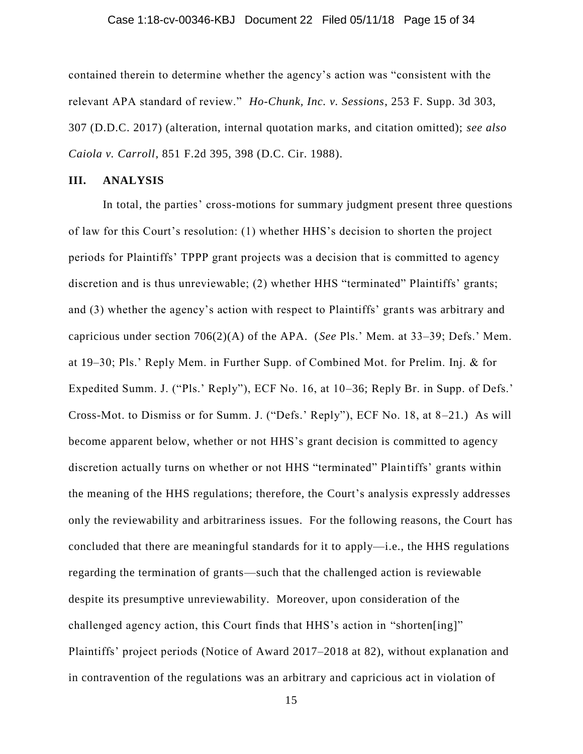contained therein to determine whether the agency's action was "consistent with the relevant APA standard of review." *Ho-Chunk, Inc. v. Sessions*, 253 F. Supp. 3d 303, 307 (D.D.C. 2017) (alteration, internal quotation marks, and citation omitted); *see also Caiola v. Carroll*, 851 F.2d 395, 398 (D.C. Cir. 1988).

## III. ANALYSIS

In total, the parties' cross-motions for summary judgment present three questions of law for this Court's resolution: (1) whether HHS's decision to shorten the project periods for Plaintiffs' TPPP grant projects was a decision that is committed to agency discretion and is thus unreviewable; (2) whether HHS "terminated" Plaintiffs' grants; and (3) whether the agency's action with respect to Plaintiffs' grants was arbitrary and capricious under section 706(2)(A) of the APA. (*See* Pls.' Mem. at 33–39; Defs.' Mem. at 19–30; Pls.' Reply Mem. in Further Supp. of Combined Mot. for Prelim. Inj. & for Expedited Summ. J. ("Pls.' Reply"), ECF No. 16, at 10–36; Reply Br. in Supp. of Defs.' Cross-Mot. to Dismiss or for Summ. J. ("Defs.' Reply"), ECF No. 18, at 8–21.) As will become apparent below, whether or not HHS's grant decision is committed to agency discretion actually turns on whether or not HHS "terminated" Plaintiffs' grants within the meaning of the HHS regulations; therefore, the Court's analysis expressly addresses only the reviewability and arbitrariness issues. For the following reasons, the Court has concluded that there are meaningful standards for it to apply—i.e., the HHS regulations regarding the termination of grants—such that the challenged action is reviewable despite its presumptive unreviewability. Moreover, upon consideration of the challenged agency action, this Court finds that HHS's action in "shorten[ing]" Plaintiffs' project periods (Notice of Award 2017–2018 at 82), without explanation and in contravention of the regulations was an arbitrary and capricious act in violation of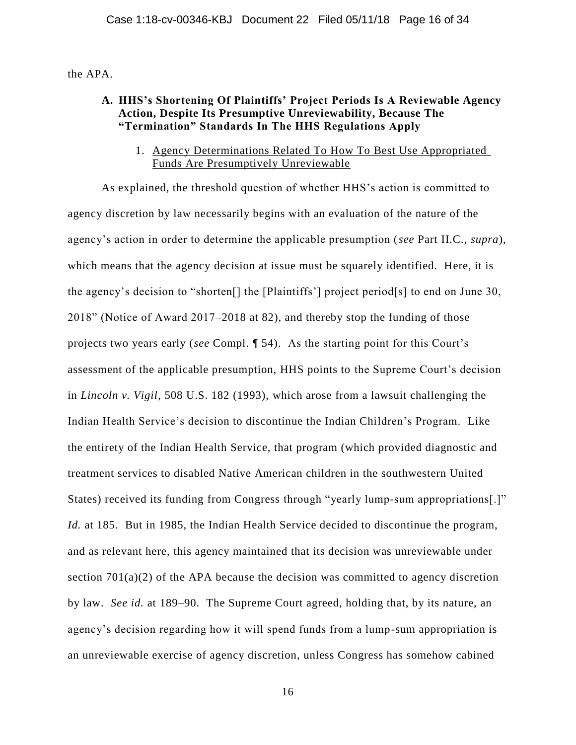the APA.

### A. HHS's Shortening Of Plaintiffs' Project Periods Is A Reviewable Agency Action, Despite Its Presumptive Unreviewability, Because The "Termination" Standards In The HHS Regulations Apply

#### 1. Agency Determinations Related To How To Best Use Appropriated Funds Are Presumptively Unreviewable

As explained, the threshold question of whether HHS's action is committed to agency discretion by law necessarily begins with an evaluation of the nature of the agency's action in order to determine the applicable presumption (*see* Part II.C., *supra*), which means that the agency decision at issue must be squarely identified. Here, it is the agency's decision to "shorten[] the [Plaintiffs'] project period[s] to end on June 30, 2018" (Notice of Award 2017–2018 at 82), and thereby stop the funding of those projects two years early (*see* Compl. ¶ 54). As the starting point for this Court's assessment of the applicable presumption, HHS points to the Supreme Court's decision in *Lincoln v. Vigil*, 508 U.S. 182 (1993), which arose from a lawsuit challenging the Indian Health Service's decision to discontinue the Indian Children's Program. Like the entirety of the Indian Health Service, that program (which provided diagnostic and treatment services to disabled Native American children in the southwestern United States) received its funding from Congress through "yearly lump-sum appropriations[.]" *Id.* at 185. But in 1985, the Indian Health Service decided to discontinue the program, and as relevant here, this agency maintained that its decision was unreviewable under section 701(a)(2) of the APA because the decision was committed to agency discretion by law. *See id.* at 189–90. The Supreme Court agreed, holding that, by its nature, an agency's decision regarding how it will spend funds from a lump-sum appropriation is an unreviewable exercise of agency discretion, unless Congress has somehow cabined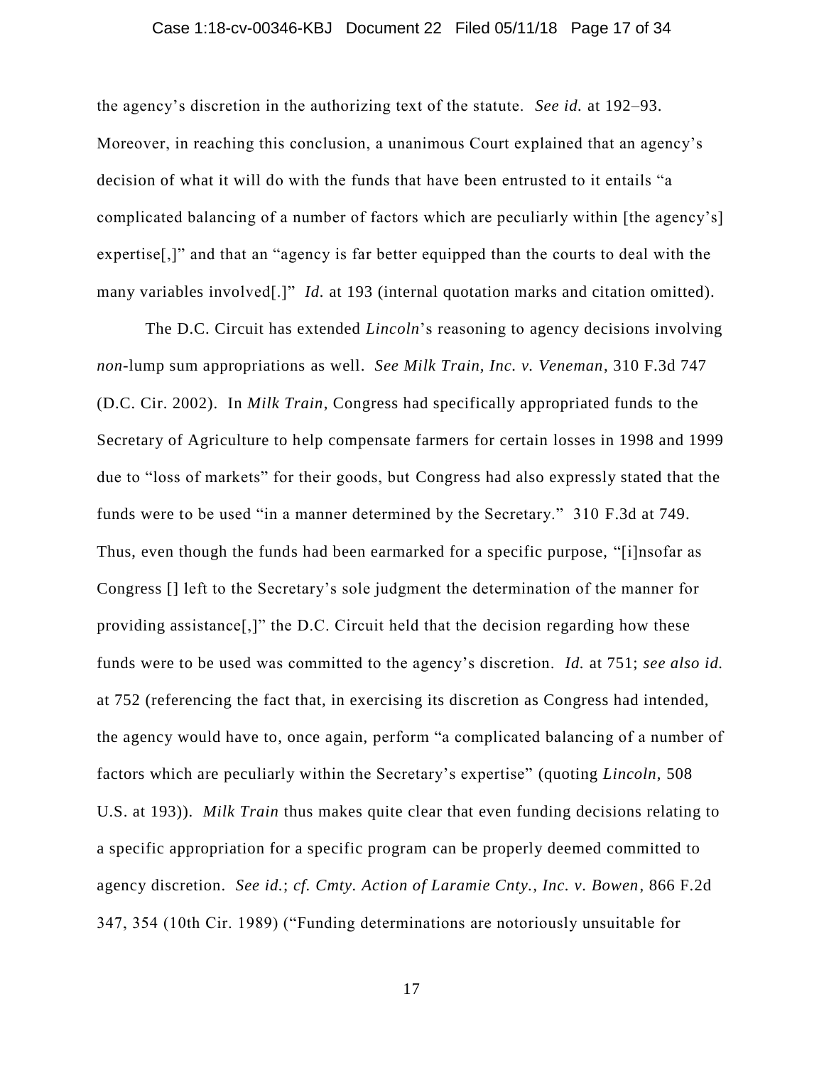the agency's discretion in the authorizing text of the statute. *See id.* at 192–93. Moreover, in reaching this conclusion, a unanimous Court explained that an agency's decision of what it will do with the funds that have been entrusted to it entails "a complicated balancing of a number of factors which are peculiarly within [the agency's] expertise[,]" and that an "agency is far better equipped than the courts to deal with the many variables involved[.]" *Id.* at 193 (internal quotation marks and citation omitted).

The D.C. Circuit has extended *Lincoln*'s reasoning to agency decisions involving *non*-lump sum appropriations as well. *See Milk Train, Inc. v. Veneman*, 310 F.3d 747 (D.C. Cir. 2002). In *Milk Train*, Congress had specifically appropriated funds to the Secretary of Agriculture to help compensate farmers for certain losses in 1998 and 1999 due to "loss of markets" for their goods, but Congress had also expressly stated that the funds were to be used "in a manner determined by the Secretary." 310 F.3d at 749. Thus, even though the funds had been earmarked for a specific purpose, "[i]nsofar as Congress [] left to the Secretary's sole judgment the determination of the manner for providing assistance[,]" the D.C. Circuit held that the decision regarding how these funds were to be used was committed to the agency's discretion. *Id.* at 751; *see also id.* at 752 (referencing the fact that, in exercising its discretion as Congress had intended, the agency would have to, once again, perform "a complicated balancing of a number of factors which are peculiarly within the Secretary's expertise" (quoting *Lincoln*, 508 U.S. at 193)). *Milk Train* thus makes quite clear that even funding decisions relating to a specific appropriation for a specific program can be properly deemed committed to agency discretion. *See id.*; *cf. Cmty. Action of Laramie Cnty., Inc. v. Bowen*, 866 F.2d 347, 354 (10th Cir. 1989) ("Funding determinations are notoriously unsuitable for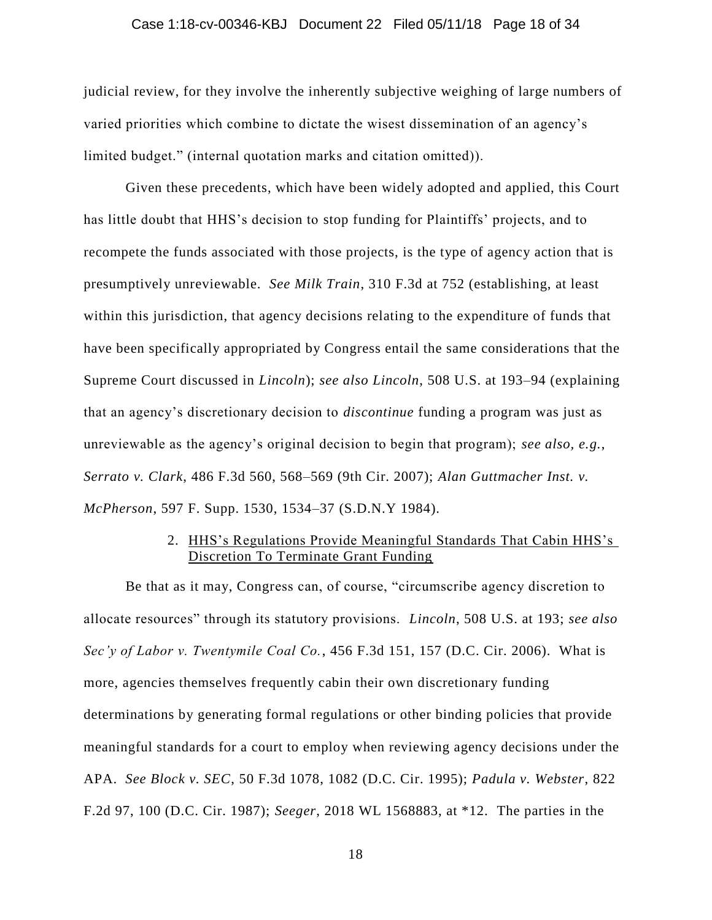judicial review, for they involve the inherently subjective weighing of large numbers of varied priorities which combine to dictate the wisest dissemination of an agency's limited budget." (internal quotation marks and citation omitted)).

Given these precedents, which have been widely adopted and applied, this Court has little doubt that HHS's decision to stop funding for Plaintiffs' projects, and to recompete the funds associated with those projects, is the type of agency action that is presumptively unreviewable. *See Milk Train*, 310 F.3d at 752 (establishing, at least within this jurisdiction, that agency decisions relating to the expenditure of funds that have been specifically appropriated by Congress entail the same considerations that the Supreme Court discussed in *Lincoln*); *see also Lincoln*, 508 U.S. at 193–94 (explaining that an agency's discretionary decision to *discontinue* funding a program was just as unreviewable as the agency's original decision to begin that program); *see also, e.g.*, *Serrato v. Clark*, 486 F.3d 560, 568–569 (9th Cir. 2007); *Alan Guttmacher Inst. v. McPherson*, 597 F. Supp. 1530, 1534–37 (S.D.N.Y 1984).

### 2. HHS's Regulations Provide Meaningful Standards That Cabin HHS's Discretion To Terminate Grant Funding

Be that as it may, Congress can, of course, "circumscribe agency discretion to allocate resources" through its statutory provisions. *Lincoln*, 508 U.S. at 193; *see also Sec'y of Labor v. Twentymile Coal Co.*, 456 F.3d 151, 157 (D.C. Cir. 2006). What is more, agencies themselves frequently cabin their own discretionary funding determinations by generating formal regulations or other binding policies that provide meaningful standards for a court to employ when reviewing agency decisions under the APA. *See Block v. SEC*, 50 F.3d 1078, 1082 (D.C. Cir. 1995); *Padula v. Webster*, 822 F.2d 97, 100 (D.C. Cir. 1987); *Seeger*, 2018 WL 1568883, at *12. The parties in the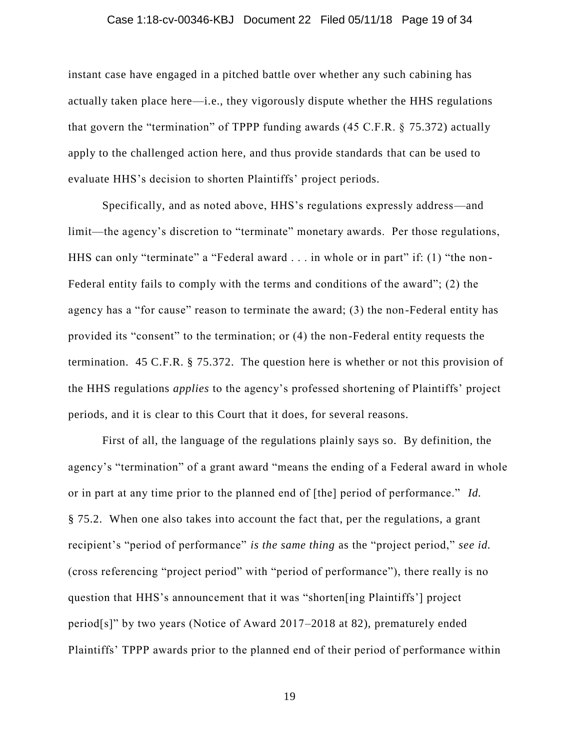instant case have engaged in a pitched battle over whether any such cabining has actually taken place here—i.e., they vigorously dispute whether the HHS regulations that govern the "termination" of TPPP funding awards (45 C.F.R. § 75.372) actually apply to the challenged action here, and thus provide standards that can be used to evaluate HHS's decision to shorten Plaintiffs' project periods.

Specifically, and as noted above, HHS's regulations expressly address—and limit—the agency's discretion to "terminate" monetary awards. Per those regulations, HHS can only "terminate" a "Federal award . . . in whole or in part" if: (1) "the non-Federal entity fails to comply with the terms and conditions of the award"; (2) the agency has a "for cause" reason to terminate the award; (3) the non-Federal entity has provided its "consent" to the termination; or (4) the non-Federal entity requests the termination. 45 C.F.R. § 75.372. The question here is whether or not this provision of the HHS regulations *applies* to the agency's professed shortening of Plaintiffs' project periods, and it is clear to this Court that it does, for several reasons.

First of all, the language of the regulations plainly says so. By definition, the agency's "termination" of a grant award "means the ending of a Federal award in whole or in part at any time prior to the planned end of [the] period of performance." *Id.* § 75.2. When one also takes into account the fact that, per the regulations, a grant recipient's "period of performance" *is the same thing* as the "project period," *see id.* (cross referencing "project period" with "period of performance"), there really is no question that HHS's announcement that it was "shorten[ing Plaintiffs'] project period[s]" by two years (Notice of Award 2017–2018 at 82), prematurely ended Plaintiffs' TPPP awards prior to the planned end of their period of performance within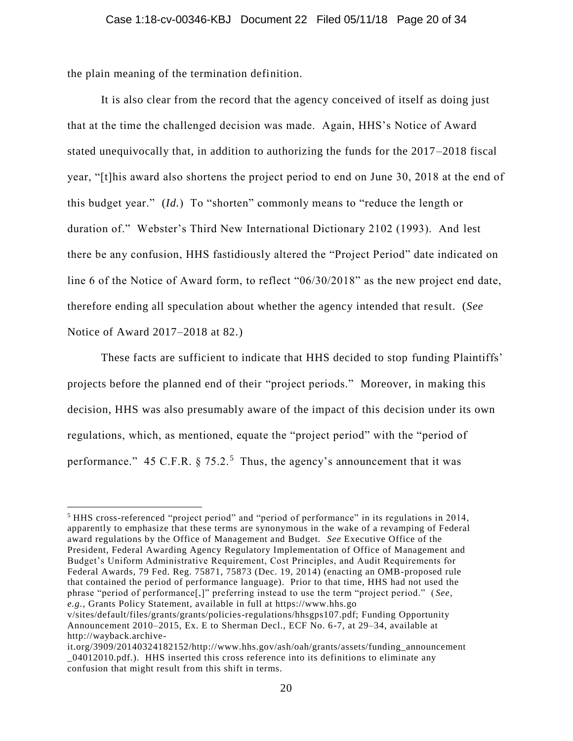the plain meaning of the termination definition.

It is also clear from the record that the agency conceived of itself as doing just that at the time the challenged decision was made. Again, HHS's Notice of Award stated unequivocally that, in addition to authorizing the funds for the 2017–2018 fiscal year, "[t]his award also shortens the project period to end on June 30, 2018 at the end of this budget year." (*Id.*) To "shorten" commonly means to "reduce the length or duration of." Webster's Third New International Dictionary 2102 (1993). And lest there be any confusion, HHS fastidiously altered the "Project Period" date indicated on line 6 of the Notice of Award form, to reflect "06/30/2018" as the new project end date, therefore ending all speculation about whether the agency intended that result. (*See* Notice of Award 2017–2018 at 82.)

These facts are sufficient to indicate that HHS decided to stop funding Plaintiffs' projects before the planned end of their "project periods." Moreover, in making this decision, HHS was also presumably aware of the impact of this decision under its own regulations, which, as mentioned, equate the "project period" with the "period of performance." 45 C.F.R. § 75.2.[5] Thus, the agency's announcement that it was

---

[5] HHS cross-referenced "project period" and "period of performance" in its regulations in 2014, apparently to emphasize that these terms are synonymous in the wake of a revamping of Federal award regulations by the Office of Management and Budget. *See* Executive Office of the President, Federal Awarding Agency Regulatory Implementation of Office of Management and Budget's Uniform Administrative Requirement, Cost Principles, and Audit Requirements for Federal Awards, 79 Fed. Reg. 75871, 75873 (Dec. 19, 2014) (enacting an OMB-proposed rule that contained the period of performance language). Prior to that time, HHS had not used the phrase "period of performance[,]" preferring instead to use the term "project period." (*See, e.g.*, Grants Policy Statement, available in full at https://www.hhs.gov/sites/default/files/grants/grants/policies-regulations/hhsgps107.pdf; Funding Opportunity Announcement 2010–2015, Ex. E to Sherman Decl., ECF No. 6-7, at 29–34, available at http://wayback.archive-it.org/3909/20140324182152/http://www.hhs.gov/ash/oah/grants/assets/funding_announcement_04012010.pdf.). HHS inserted this cross reference into its definitions to eliminate any confusion that might result from this shift in terms.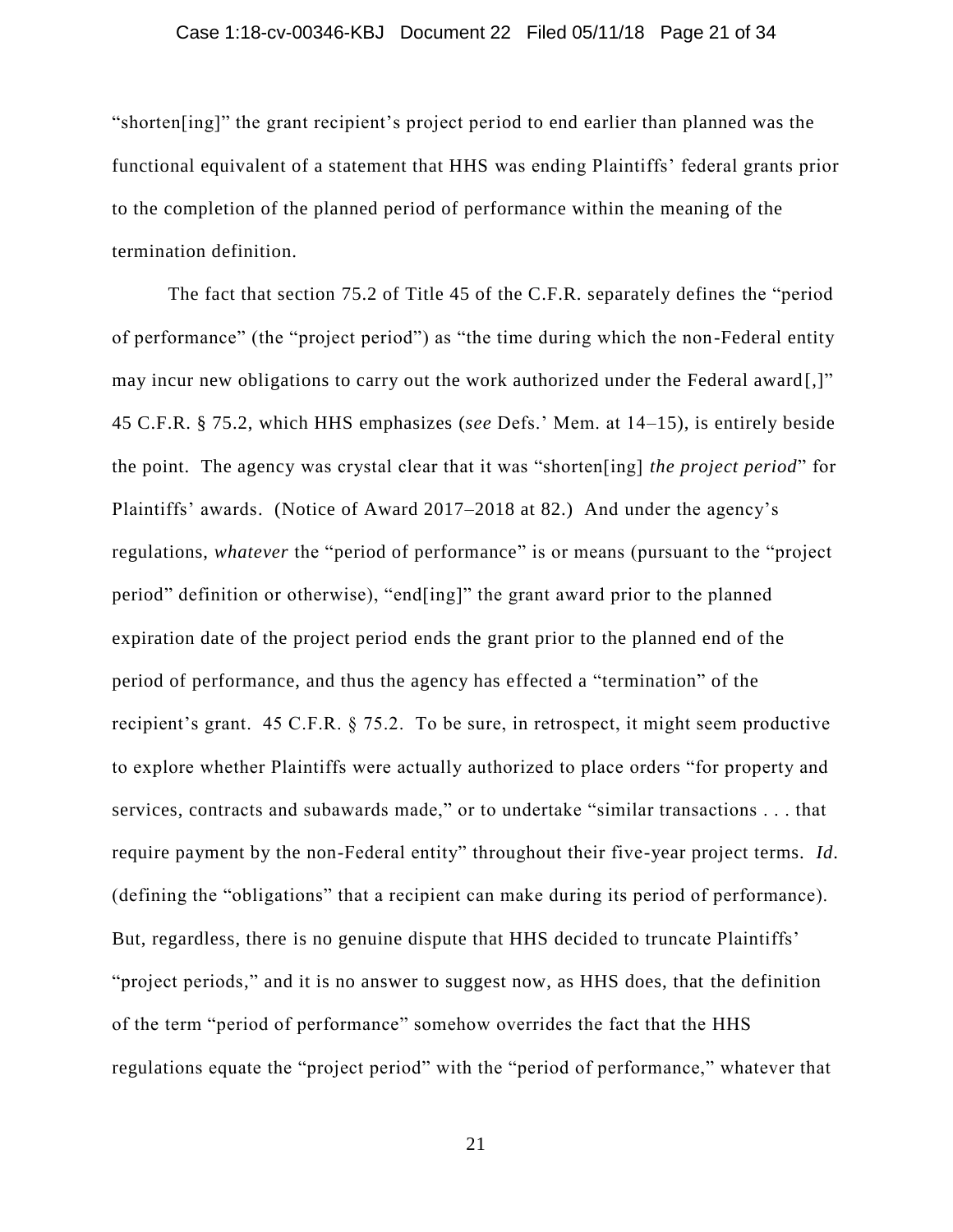"shorten[ing]" the grant recipient's project period to end earlier than planned was the functional equivalent of a statement that HHS was ending Plaintiffs' federal grants prior to the completion of the planned period of performance within the meaning of the termination definition.

The fact that section 75.2 of Title 45 of the C.F.R. separately defines the "period of performance" (the "project period") as "the time during which the non-Federal entity may incur new obligations to carry out the work authorized under the Federal award[,]" 45 C.F.R. § 75.2, which HHS emphasizes (*see* Defs.' Mem. at 14–15), is entirely beside the point. The agency was crystal clear that it was "shorten[ing] *the project period*" for Plaintiffs' awards. (Notice of Award 2017–2018 at 82.) And under the agency's regulations, *whatever* the "period of performance" is or means (pursuant to the "project period" definition or otherwise), "end[ing]" the grant award prior to the planned expiration date of the project period ends the grant prior to the planned end of the period of performance, and thus the agency has effected a "termination" of the recipient's grant. 45 C.F.R. § 75.2. To be sure, in retrospect, it might seem productive to explore whether Plaintiffs were actually authorized to place orders "for property and services, contracts and subawards made," or to undertake "similar transactions . . . that require payment by the non-Federal entity" throughout their five-year project terms. *Id.* (defining the "obligations" that a recipient can make during its period of performance). But, regardless, there is no genuine dispute that HHS decided to truncate Plaintiffs' "project periods," and it is no answer to suggest now, as HHS does, that the definition of the term "period of performance" somehow overrides the fact that the HHS regulations equate the "project period" with the "period of performance," whatever that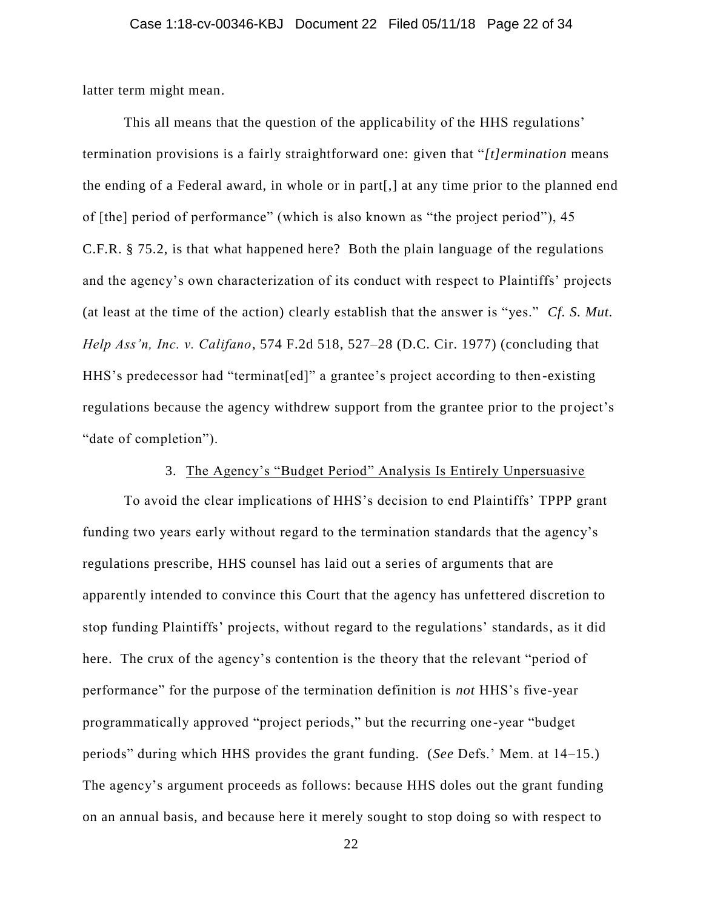latter term might mean.

This all means that the question of the applicability of the HHS regulations' termination provisions is a fairly straightforward one: given that "*[t]ermination* means the ending of a Federal award, in whole or in part[,] at any time prior to the planned end of [the] period of performance" (which is also known as "the project period"), 45 C.F.R. § 75.2, is that what happened here? Both the plain language of the regulations and the agency's own characterization of its conduct with respect to Plaintiffs' projects (at least at the time of the action) clearly establish that the answer is "yes." *Cf. S. Mut. Help Ass'n, Inc. v. Califano*, 574 F.2d 518, 527–28 (D.C. Cir. 1977) (concluding that HHS's predecessor had "terminat[ed]" a grantee's project according to then-existing regulations because the agency withdrew support from the grantee prior to the project's "date of completion").

### 3. The Agency's "Budget Period" Analysis Is Entirely Unpersuasive

To avoid the clear implications of HHS's decision to end Plaintiffs' TPPP grant funding two years early without regard to the termination standards that the agency's regulations prescribe, HHS counsel has laid out a series of arguments that are apparently intended to convince this Court that the agency has unfettered discretion to stop funding Plaintiffs' projects, without regard to the regulations' standards, as it did here. The crux of the agency's contention is the theory that the relevant "period of performance" for the purpose of the termination definition is *not* HHS's five-year programmatically approved "project periods," but the recurring one-year "budget periods" during which HHS provides the grant funding. (*See* Defs.' Mem. at 14–15.) The agency's argument proceeds as follows: because HHS doles out the grant funding on an annual basis, and because here it merely sought to stop doing so with respect to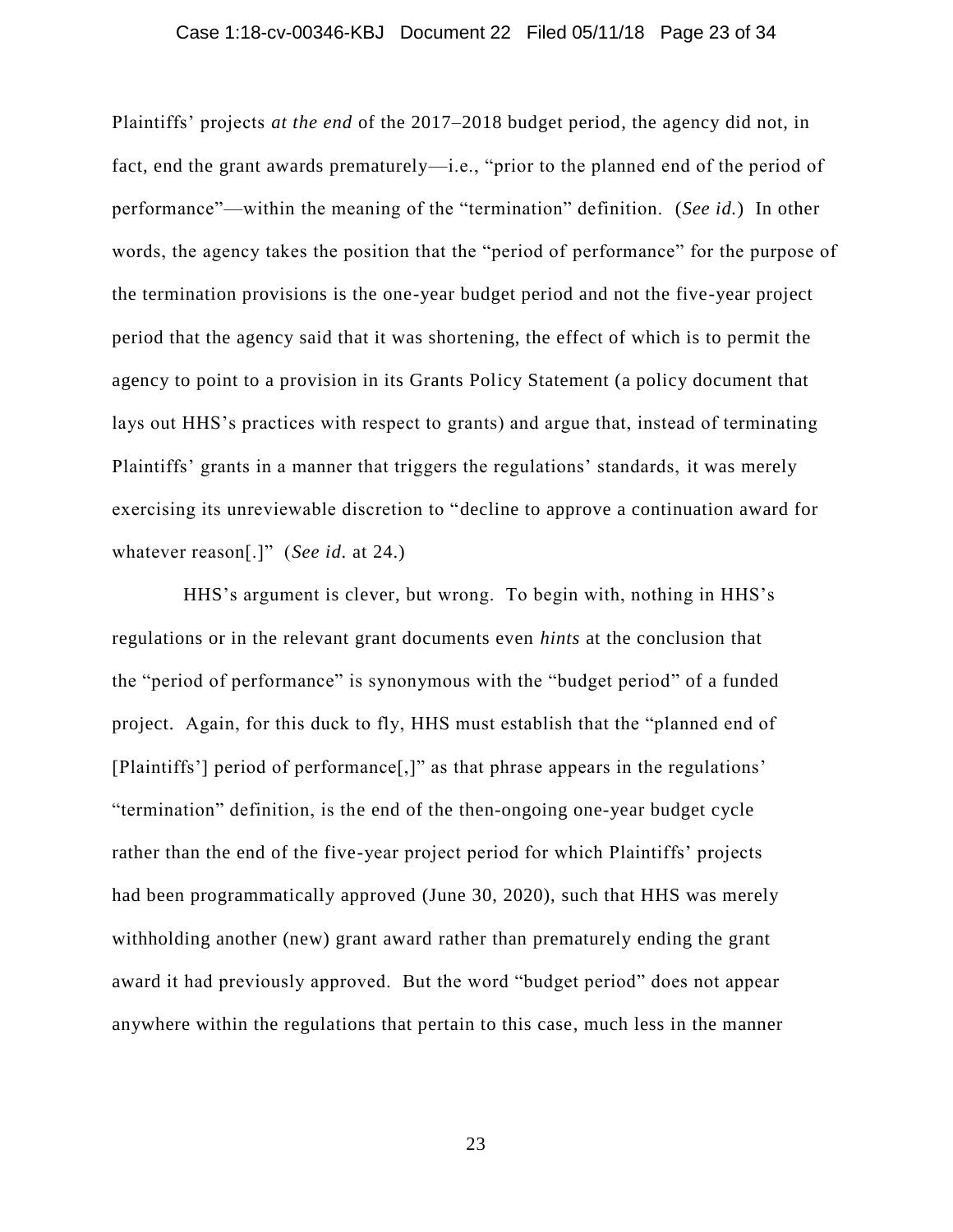Plaintiffs' projects *at the end* of the 2017–2018 budget period, the agency did not, in fact, end the grant awards prematurely—i.e., "prior to the planned end of the period of performance"—within the meaning of the "termination" definition. (*See id.*) In other words, the agency takes the position that the "period of performance" for the purpose of the termination provisions is the one-year budget period and not the five-year project period that the agency said that it was shortening, the effect of which is to permit the agency to point to a provision in its Grants Policy Statement (a policy document that lays out HHS's practices with respect to grants) and argue that, instead of terminating Plaintiffs' grants in a manner that triggers the regulations' standards, it was merely exercising its unreviewable discretion to "decline to approve a continuation award for whatever reason[.]" (*See id.* at 24.)

HHS's argument is clever, but wrong. To begin with, nothing in HHS's regulations or in the relevant grant documents even *hints* at the conclusion that the "period of performance" is synonymous with the "budget period" of a funded project. Again, for this duck to fly, HHS must establish that the "planned end of [Plaintiffs'] period of performance[,]" as that phrase appears in the regulations' "termination" definition, is the end of the then-ongoing one-year budget cycle rather than the end of the five-year project period for which Plaintiffs' projects had been programmatically approved (June 30, 2020), such that HHS was merely withholding another (new) grant award rather than prematurely ending the grant award it had previously approved. But the word "budget period" does not appear anywhere within the regulations that pertain to this case, much less in the manner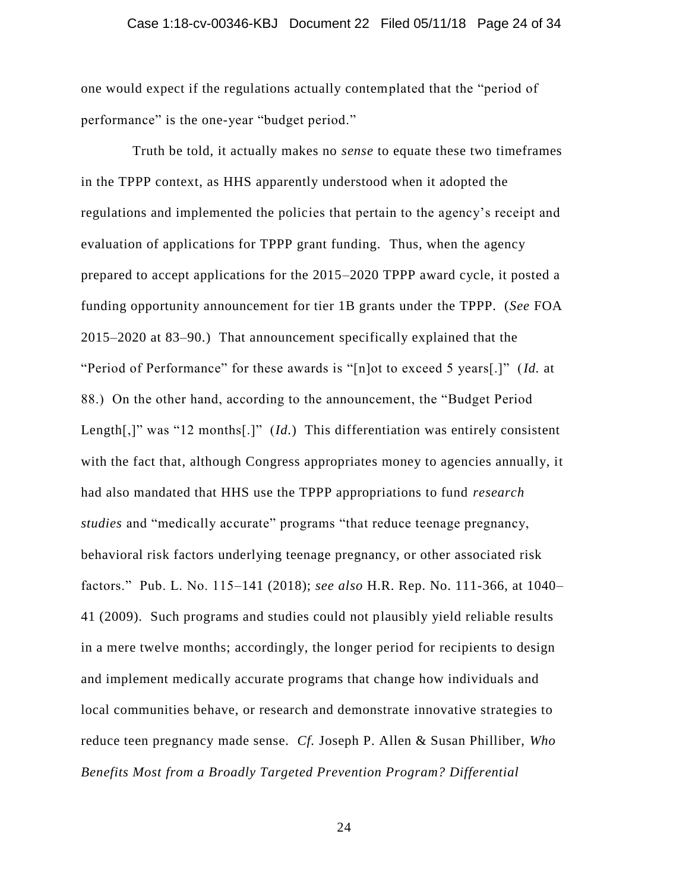one would expect if the regulations actually contemplated that the "period of performance" is the one-year "budget period."

Truth be told, it actually makes no *sense* to equate these two timeframes in the TPPP context, as HHS apparently understood when it adopted the regulations and implemented the policies that pertain to the agency's receipt and evaluation of applications for TPPP grant funding. Thus, when the agency prepared to accept applications for the 2015–2020 TPPP award cycle, it posted a funding opportunity announcement for tier 1B grants under the TPPP. (*See* FOA 2015–2020 at 83–90.) That announcement specifically explained that the "Period of Performance" for these awards is "[n]ot to exceed 5 years[.]" (*Id.* at 88.) On the other hand, according to the announcement, the "Budget Period Length[,]" was "12 months[.]" (*Id.*) This differentiation was entirely consistent with the fact that, although Congress appropriates money to agencies annually, it had also mandated that HHS use the TPPP appropriations to fund *research studies* and "medically accurate" programs "that reduce teenage pregnancy, behavioral risk factors underlying teenage pregnancy, or other associated risk factors." Pub. L. No. 115–141 (2018); *see also* H.R. Rep. No. 111-366, at 1040–41 (2009). Such programs and studies could not plausibly yield reliable results in a mere twelve months; accordingly, the longer period for recipients to design and implement medically accurate programs that change how individuals and local communities behave, or research and demonstrate innovative strategies to reduce teen pregnancy made sense. *Cf.* Joseph P. Allen & Susan Philliber, *Who Benefits Most from a Broadly Targeted Prevention Program? Differential*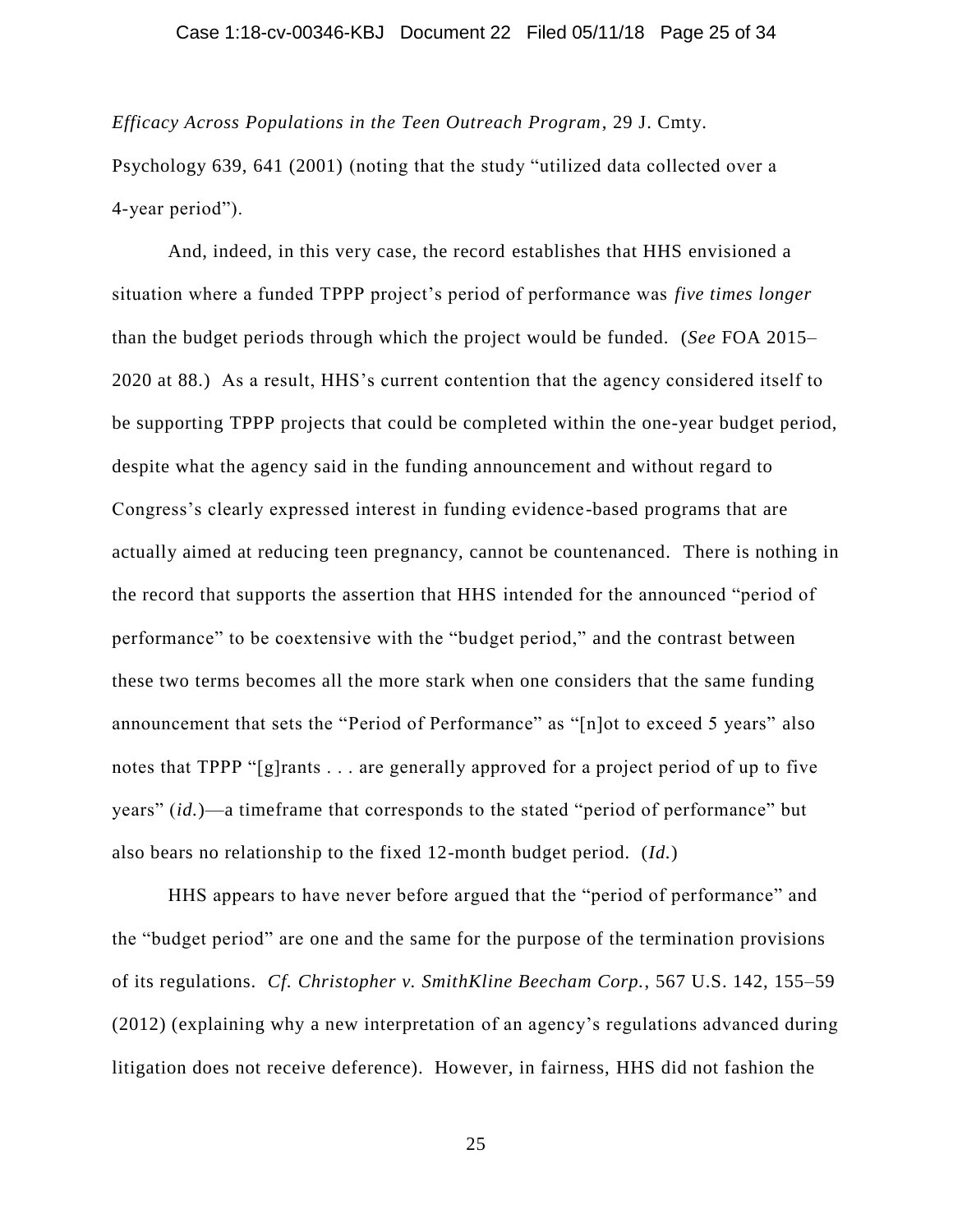*Efficacy Across Populations in the Teen Outreach Program*, 29 J. Cmty. Psychology 639, 641 (2001) (noting that the study "utilized data collected over a 4-year period").

And, indeed, in this very case, the record establishes that HHS envisioned a situation where a funded TPPP project's period of performance was *five times longer* than the budget periods through which the project would be funded. (*See* FOA 2015–2020 at 88.) As a result, HHS's current contention that the agency considered itself to be supporting TPPP projects that could be completed within the one-year budget period, despite what the agency said in the funding announcement and without regard to Congress's clearly expressed interest in funding evidence-based programs that are actually aimed at reducing teen pregnancy, cannot be countenanced. There is nothing in the record that supports the assertion that HHS intended for the announced "period of performance" to be coextensive with the "budget period," and the contrast between these two terms becomes all the more stark when one considers that the same funding announcement that sets the "Period of Performance" as "[n]ot to exceed 5 years" also notes that TPPP "[g]rants . . . are generally approved for a project period of up to five years" (*id.*)—a timeframe that corresponds to the stated "period of performance" but also bears no relationship to the fixed 12-month budget period. (*Id.*)

HHS appears to have never before argued that the "period of performance" and the "budget period" are one and the same for the purpose of the termination provisions of its regulations. *Cf. Christopher v. SmithKline Beecham Corp.*, 567 U.S. 142, 155–59 (2012) (explaining why a new interpretation of an agency's regulations advanced during litigation does not receive deference). However, in fairness, HHS did not fashion the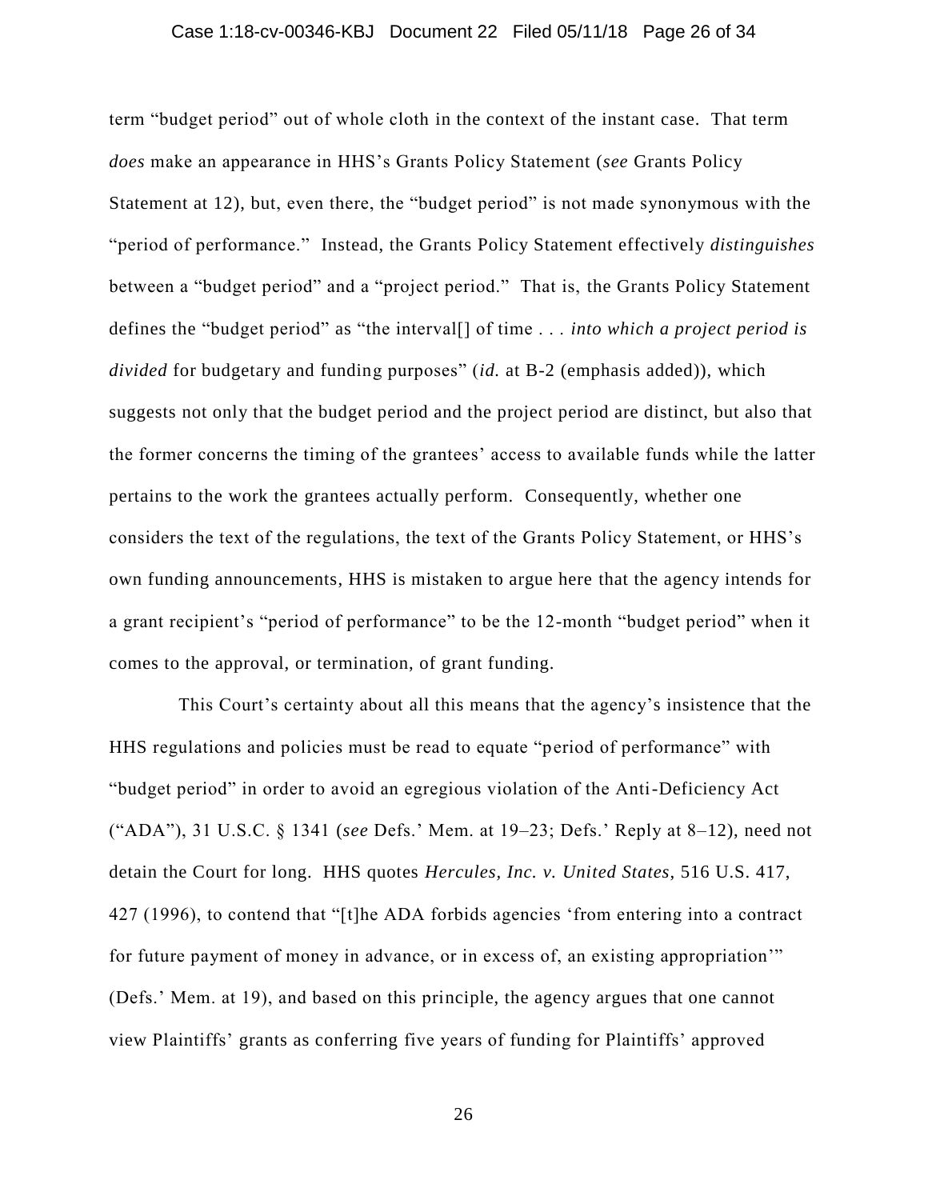term "budget period" out of whole cloth in the context of the instant case. That term *does* make an appearance in HHS's Grants Policy Statement (*see* Grants Policy Statement at 12), but, even there, the "budget period" is not made synonymous with the "period of performance." Instead, the Grants Policy Statement effectively *distinguishes* between a "budget period" and a "project period." That is, the Grants Policy Statement defines the "budget period" as "the interval[] of time . . . *into which a project period is divided* for budgetary and funding purposes" (*id.* at B-2 (emphasis added)), which suggests not only that the budget period and the project period are distinct, but also that the former concerns the timing of the grantees' access to available funds while the latter pertains to the work the grantees actually perform. Consequently, whether one considers the text of the regulations, the text of the Grants Policy Statement, or HHS's own funding announcements, HHS is mistaken to argue here that the agency intends for a grant recipient's "period of performance" to be the 12-month "budget period" when it comes to the approval, or termination, of grant funding.

This Court's certainty about all this means that the agency's insistence that the HHS regulations and policies must be read to equate "period of performance" with "budget period" in order to avoid an egregious violation of the Anti-Deficiency Act ("ADA"), 31 U.S.C. § 1341 (*see* Defs.' Mem. at 19–23; Defs.' Reply at 8–12), need not detain the Court for long. HHS quotes *Hercules, Inc. v. United States*, 516 U.S. 417, 427 (1996), to contend that "[t]he ADA forbids agencies 'from entering into a contract for future payment of money in advance, or in excess of, an existing appropriation'" (Defs.' Mem. at 19), and based on this principle, the agency argues that one cannot view Plaintiffs' grants as conferring five years of funding for Plaintiffs' approved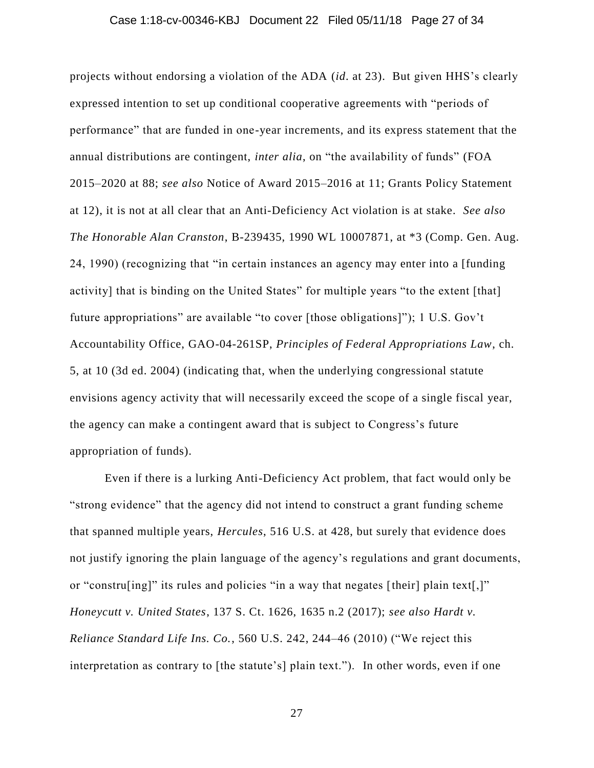projects without endorsing a violation of the ADA (*id*. at 23). But given HHS's clearly expressed intention to set up conditional cooperative agreements with "periods of performance" that are funded in one-year increments, and its express statement that the annual distributions are contingent, *inter alia*, on "the availability of funds" (FOA 2015–2020 at 88; *see also* Notice of Award 2015–2016 at 11; Grants Policy Statement at 12), it is not at all clear that an Anti-Deficiency Act violation is at stake. *See also The Honorable Alan Cranston*, B-239435, 1990 WL 10007871, at *3 (Comp. Gen. Aug. 24, 1990) (recognizing that "in certain instances an agency may enter into a [funding activity] that is binding on the United States" for multiple years "to the extent [that] future appropriations" are available "to cover [those obligations]"); 1 U.S. Gov't Accountability Office, GAO-04-261SP, *Principles of Federal Appropriations Law*, ch. 5, at 10 (3d ed. 2004) (indicating that, when the underlying congressional statute envisions agency activity that will necessarily exceed the scope of a single fiscal year, the agency can make a contingent award that is subject to Congress's future appropriation of funds).

Even if there is a lurking Anti-Deficiency Act problem, that fact would only be "strong evidence" that the agency did not intend to construct a grant funding scheme that spanned multiple years, *Hercules*, 516 U.S. at 428, but surely that evidence does not justify ignoring the plain language of the agency's regulations and grant documents, or "constru[ing]" its rules and policies "in a way that negates [their] plain text[,]" *Honeycutt v. United States*, 137 S. Ct. 1626, 1635 n.2 (2017); *see also Hardt v. Reliance Standard Life Ins. Co.*, 560 U.S. 242, 244–46 (2010) ("We reject this interpretation as contrary to [the statute's] plain text."). In other words, even if one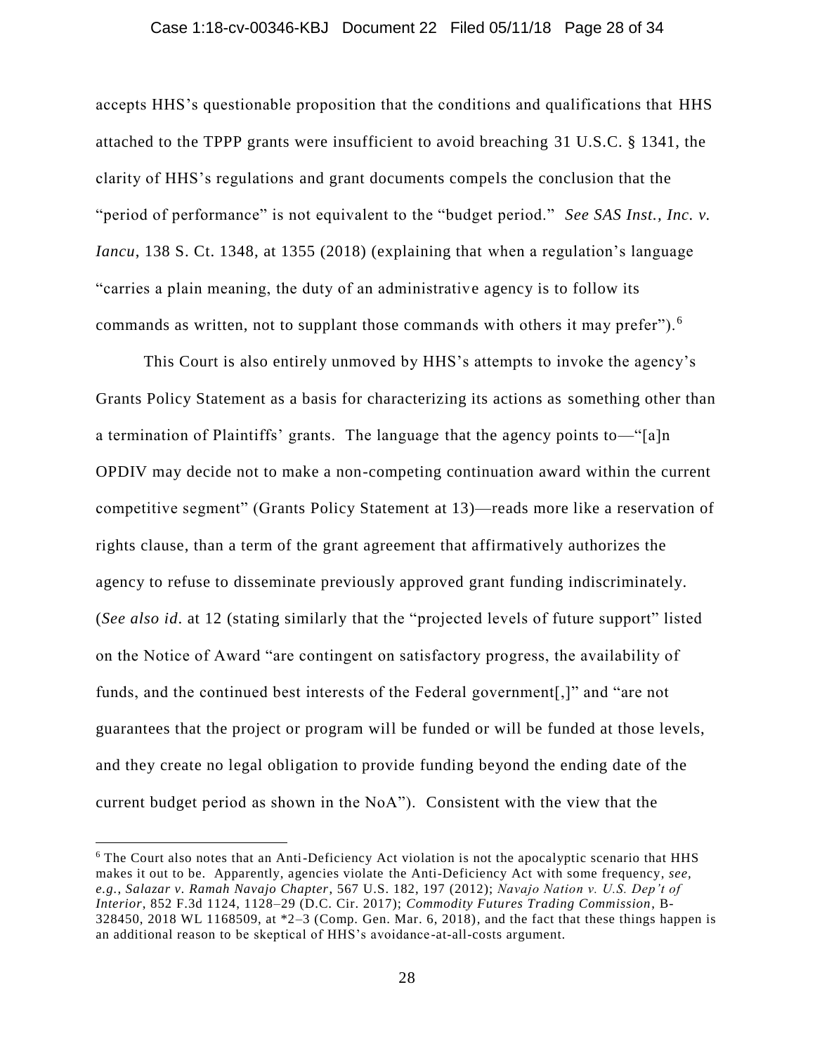accepts HHS's questionable proposition that the conditions and qualifications that HHS attached to the TPPP grants were insufficient to avoid breaching 31 U.S.C. § 1341, the clarity of HHS's regulations and grant documents compels the conclusion that the "period of performance" is not equivalent to the "budget period." *See SAS Inst., Inc. v. Iancu*, 138 S. Ct. 1348, at 1355 (2018) (explaining that when a regulation's language "carries a plain meaning, the duty of an administrative agency is to follow its commands as written, not to supplant those commands with others it may prefer").[6]

This Court is also entirely unmoved by HHS's attempts to invoke the agency's Grants Policy Statement as a basis for characterizing its actions as something other than a termination of Plaintiffs' grants. The language that the agency points to—"[a]n OPDIV may decide not to make a non-competing continuation award within the current competitive segment" (Grants Policy Statement at 13)—reads more like a reservation of rights clause, than a term of the grant agreement that affirmatively authorizes the agency to refuse to disseminate previously approved grant funding indiscriminately. (*See also id.* at 12 (stating similarly that the "projected levels of future support" listed on the Notice of Award "are contingent on satisfactory progress, the availability of funds, and the continued best interests of the Federal government[,]" and "are not guarantees that the project or program will be funded or will be funded at those levels, and they create no legal obligation to provide funding beyond the ending date of the current budget period as shown in the NoA"). Consistent with the view that the

---

[6] The Court also notes that an Anti-Deficiency Act violation is not the apocalyptic scenario that HHS makes it out to be. Apparently, agencies violate the Anti-Deficiency Act with some frequency, *see, e.g.*, *Salazar v. Ramah Navajo Chapter*, 567 U.S. 182, 197 (2012); *Navajo Nation v. U.S. Dep't of Interior*, 852 F.3d 1124, 1128–29 (D.C. Cir. 2017); *Commodity Futures Trading Commission*, B-328450, 2018 WL 1168509, at *2–3 (Comp. Gen. Mar. 6, 2018), and the fact that these things happen is an additional reason to be skeptical of HHS's avoidance-at-all-costs argument.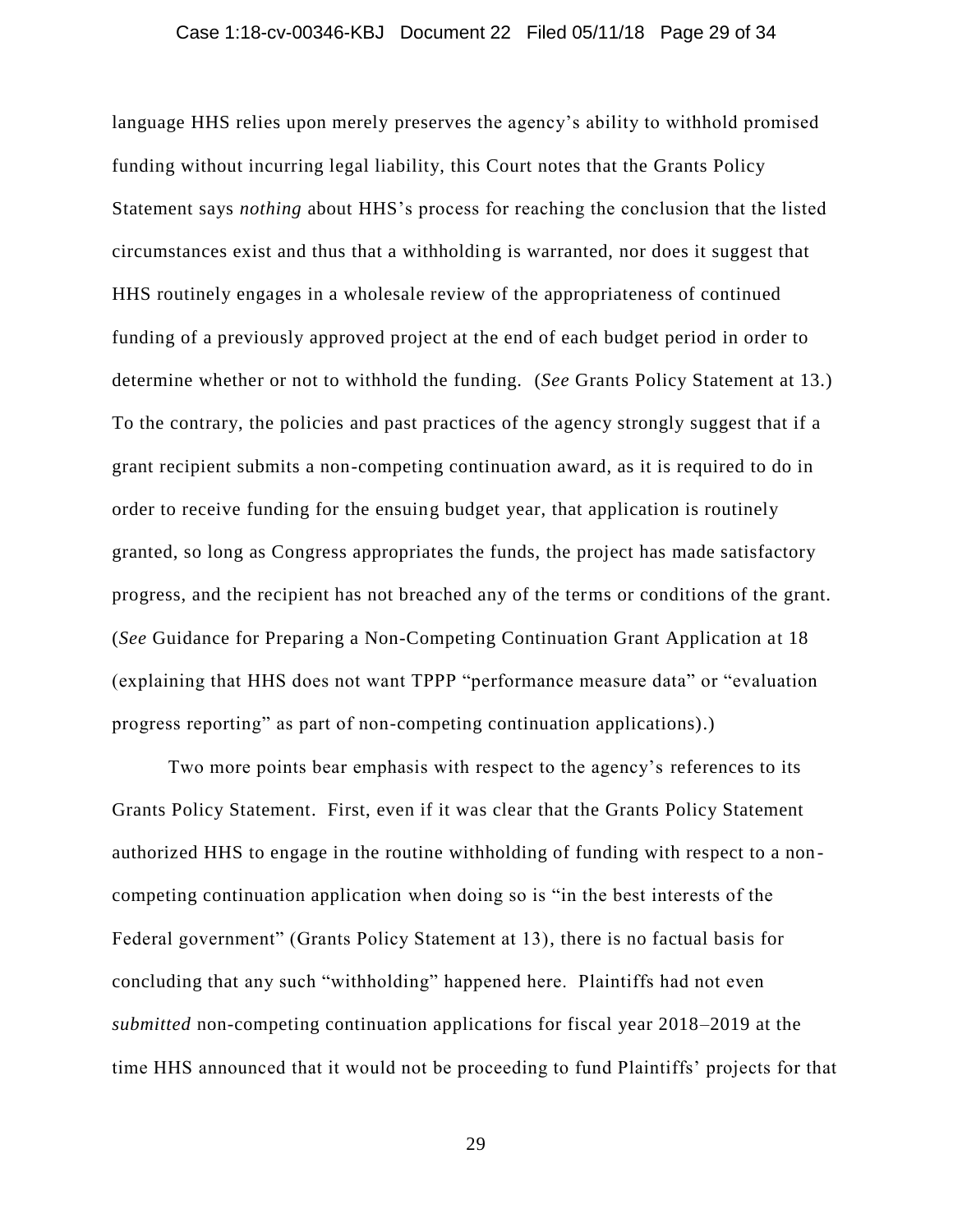language HHS relies upon merely preserves the agency's ability to withhold promised funding without incurring legal liability, this Court notes that the Grants Policy Statement says *nothing* about HHS's process for reaching the conclusion that the listed circumstances exist and thus that a withholding is warranted, nor does it suggest that HHS routinely engages in a wholesale review of the appropriateness of continued funding of a previously approved project at the end of each budget period in order to determine whether or not to withhold the funding. (*See* Grants Policy Statement at 13.) To the contrary, the policies and past practices of the agency strongly suggest that if a grant recipient submits a non-competing continuation award, as it is required to do in order to receive funding for the ensuing budget year, that application is routinely granted, so long as Congress appropriates the funds, the project has made satisfactory progress, and the recipient has not breached any of the terms or conditions of the grant. (*See* Guidance for Preparing a Non-Competing Continuation Grant Application at 18 (explaining that HHS does not want TPPP "performance measure data" or "evaluation progress reporting" as part of non-competing continuation applications).)

Two more points bear emphasis with respect to the agency's references to its Grants Policy Statement. First, even if it was clear that the Grants Policy Statement authorized HHS to engage in the routine withholding of funding with respect to a non-competing continuation application when doing so is "in the best interests of the Federal government" (Grants Policy Statement at 13), there is no factual basis for concluding that any such "withholding" happened here. Plaintiffs had not even *submitted* non-competing continuation applications for fiscal year 2018–2019 at the time HHS announced that it would not be proceeding to fund Plaintiffs' projects for that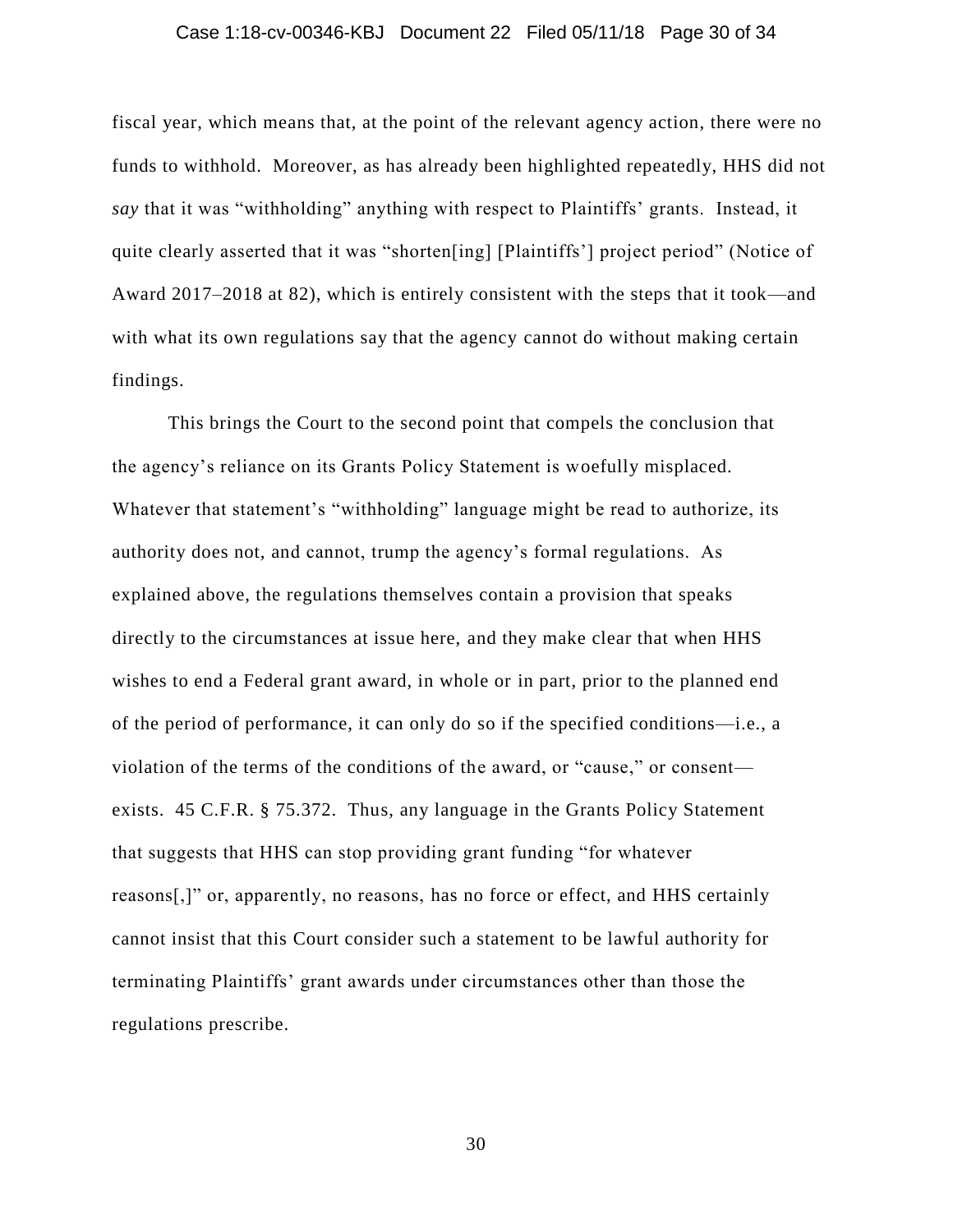fiscal year, which means that, at the point of the relevant agency action, there were no funds to withhold. Moreover, as has already been highlighted repeatedly, HHS did not *say* that it was "withholding" anything with respect to Plaintiffs' grants. Instead, it quite clearly asserted that it was "shorten[ing] [Plaintiffs'] project period" (Notice of Award 2017–2018 at 82), which is entirely consistent with the steps that it took—and with what its own regulations say that the agency cannot do without making certain findings.

This brings the Court to the second point that compels the conclusion that the agency's reliance on its Grants Policy Statement is woefully misplaced. Whatever that statement's "withholding" language might be read to authorize, its authority does not, and cannot, trump the agency's formal regulations. As explained above, the regulations themselves contain a provision that speaks directly to the circumstances at issue here, and they make clear that when HHS wishes to end a Federal grant award, in whole or in part, prior to the planned end of the period of performance, it can only do so if the specified conditions—i.e., a violation of the terms of the conditions of the award, or "cause," or consent—exists. 45 C.F.R. § 75.372. Thus, any language in the Grants Policy Statement that suggests that HHS can stop providing grant funding "for whatever reasons[,]" or, apparently, no reasons, has no force or effect, and HHS certainly cannot insist that this Court consider such a statement to be lawful authority for terminating Plaintiffs' grant awards under circumstances other than those the regulations prescribe.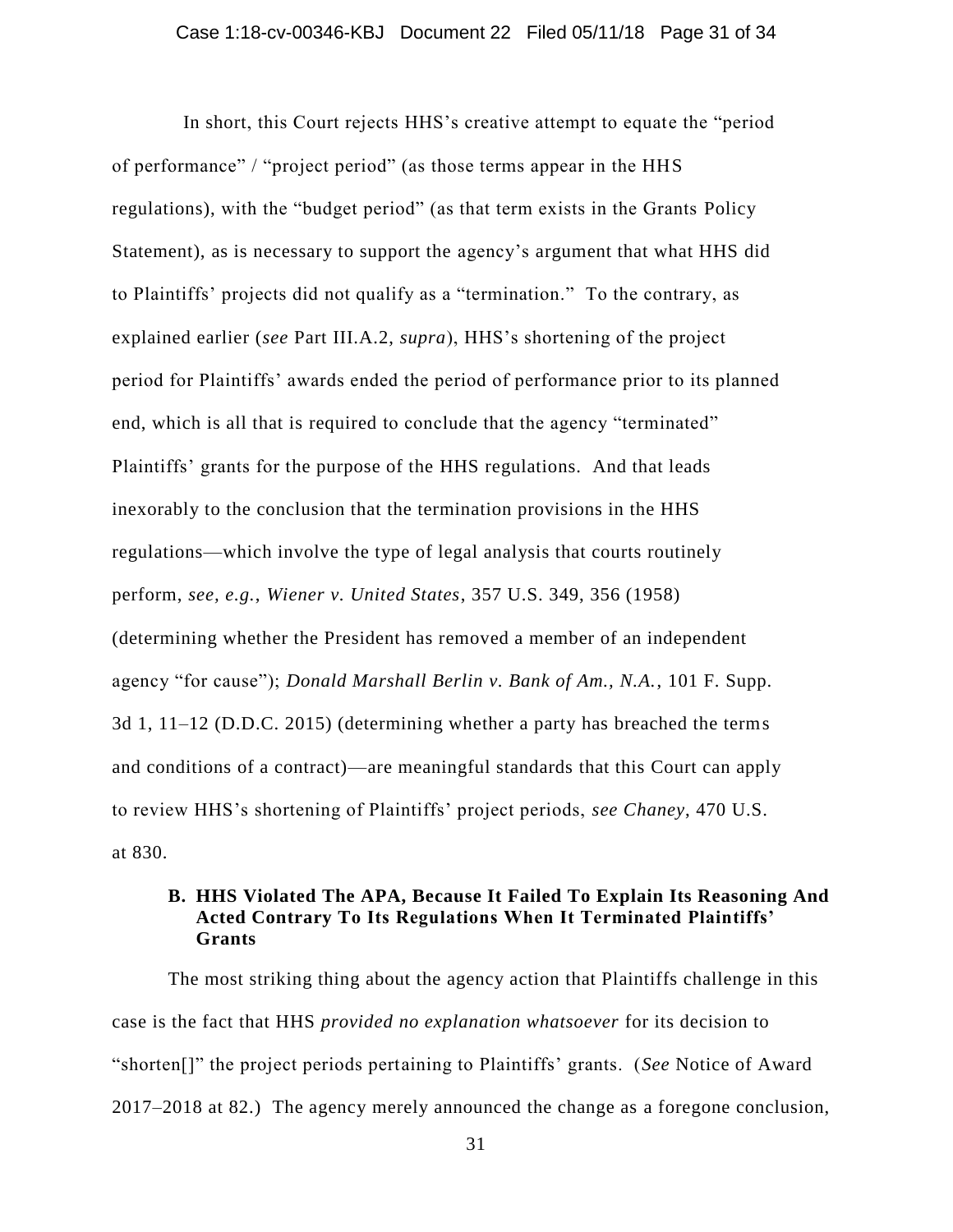In short, this Court rejects HHS's creative attempt to equate the "period of performance" / "project period" (as those terms appear in the HHS regulations), with the "budget period" (as that term exists in the Grants Policy Statement), as is necessary to support the agency's argument that what HHS did to Plaintiffs' projects did not qualify as a "termination." To the contrary, as explained earlier (*see* Part III.A.2, *supra*), HHS's shortening of the project period for Plaintiffs' awards ended the period of performance prior to its planned end, which is all that is required to conclude that the agency "terminated" Plaintiffs' grants for the purpose of the HHS regulations. And that leads inexorably to the conclusion that the termination provisions in the HHS regulations—which involve the type of legal analysis that courts routinely perform, *see, e.g.*, *Wiener v. United States*, 357 U.S. 349, 356 (1958) (determining whether the President has removed a member of an independent agency "for cause"); *Donald Marshall Berlin v. Bank of Am., N.A.*, 101 F. Supp. 3d 1, 11–12 (D.D.C. 2015) (determining whether a party has breached the terms and conditions of a contract)—are meaningful standards that this Court can apply to review HHS's shortening of Plaintiffs' project periods, *see Chaney*, 470 U.S. at 830.

### B. HHS Violated The APA, Because It Failed To Explain Its Reasoning And Acted Contrary To Its Regulations When It Terminated Plaintiffs' Grants

The most striking thing about the agency action that Plaintiffs challenge in this case is the fact that HHS *provided no explanation whatsoever* for its decision to "shorten[]" the project periods pertaining to Plaintiffs' grants. (*See* Notice of Award 2017–2018 at 82.) The agency merely announced the change as a foregone conclusion,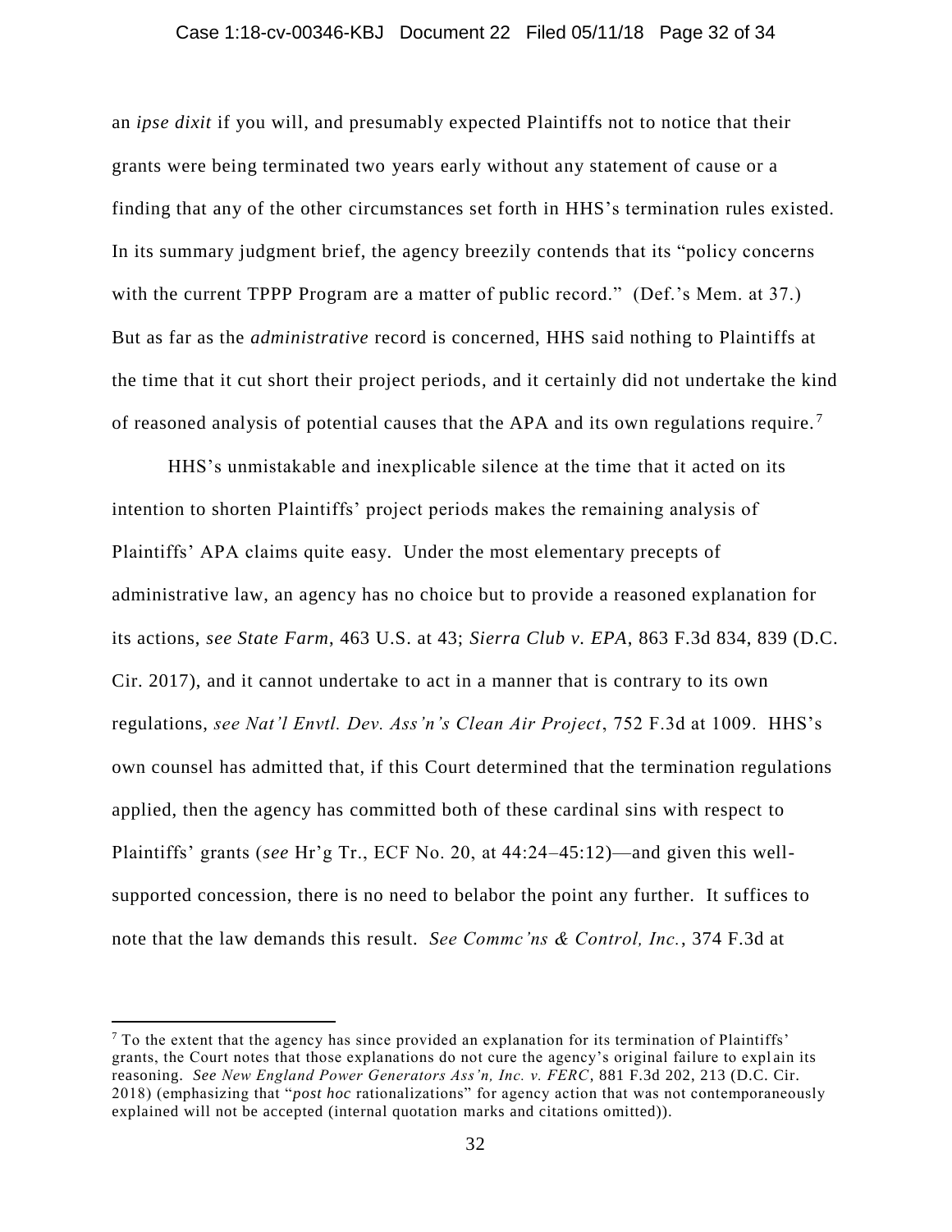an *ipse dixit* if you will, and presumably expected Plaintiffs not to notice that their grants were being terminated two years early without any statement of cause or a finding that any of the other circumstances set forth in HHS's termination rules existed. In its summary judgment brief, the agency breezily contends that its "policy concerns with the current TPPP Program are a matter of public record." (Def.'s Mem. at 37.) But as far as the *administrative* record is concerned, HHS said nothing to Plaintiffs at the time that it cut short their project periods, and it certainly did not undertake the kind of reasoned analysis of potential causes that the APA and its own regulations require.[7]

HHS's unmistakable and inexplicable silence at the time that it acted on its intention to shorten Plaintiffs' project periods makes the remaining analysis of Plaintiffs' APA claims quite easy. Under the most elementary precepts of administrative law, an agency has no choice but to provide a reasoned explanation for its actions, *see State Farm*, 463 U.S. at 43; *Sierra Club v. EPA*, 863 F.3d 834, 839 (D.C. Cir. 2017), and it cannot undertake to act in a manner that is contrary to its own regulations, *see Nat'l Envtl. Dev. Ass'n's Clean Air Project*, 752 F.3d at 1009. HHS's own counsel has admitted that, if this Court determined that the termination regulations applied, then the agency has committed both of these cardinal sins with respect to Plaintiffs' grants (*see* Hr'g Tr., ECF No. 20, at 44:24–45:12)—and given this well-supported concession, there is no need to belabor the point any further. It suffices to note that the law demands this result. *See Commc'ns & Control, Inc.*, 374 F.3d at

[7] To the extent that the agency has since provided an explanation for its termination of Plaintiffs' grants, the Court notes that those explanations do not cure the agency's original failure to explain its reasoning. *See New England Power Generators Ass'n, Inc. v. FERC*, 881 F.3d 202, 213 (D.C. Cir. 2018) (emphasizing that "*post hoc* rationalizations" for agency action that was not contemporaneously explained will not be accepted (internal quotation marks and citations omitted)).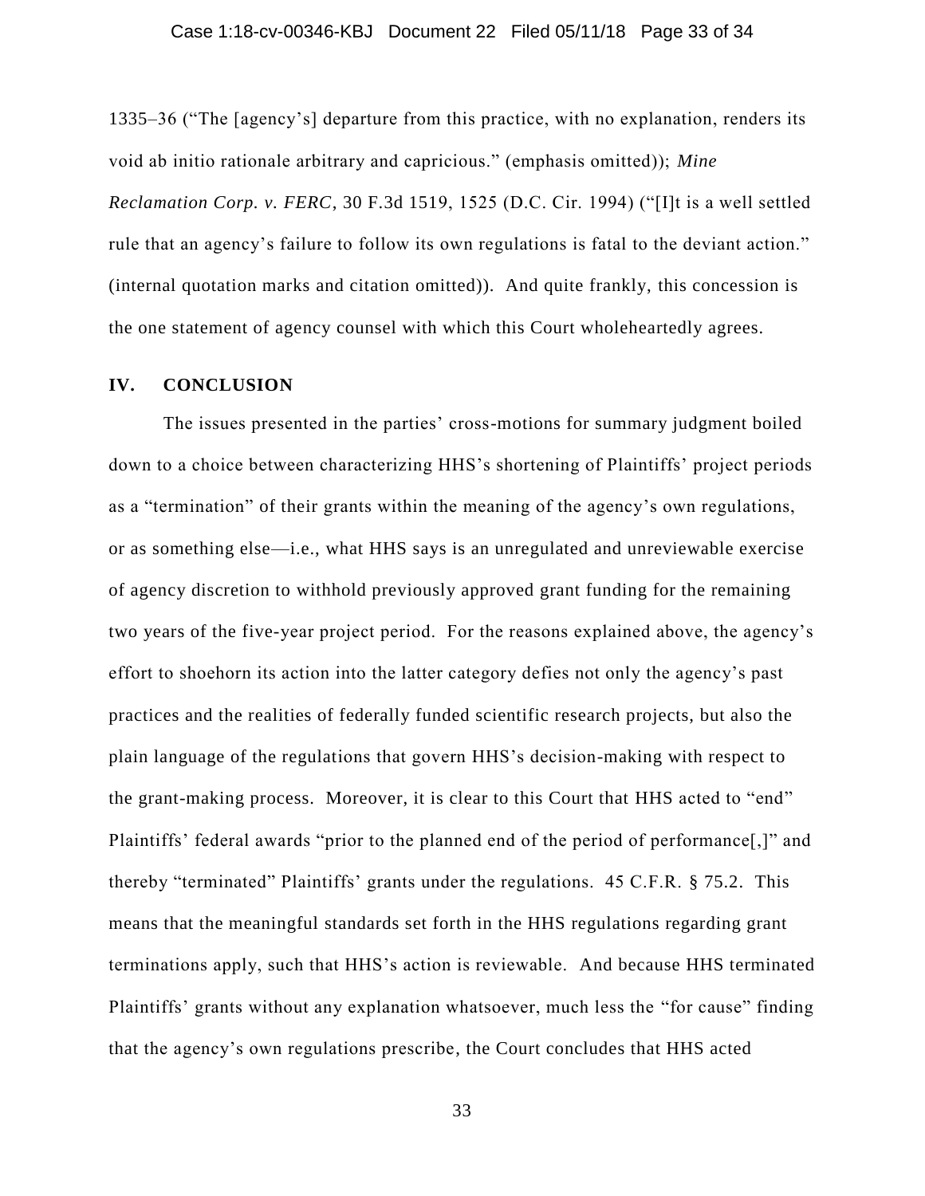1335–36 ("The [agency's] departure from this practice, with no explanation, renders its void ab initio rationale arbitrary and capricious." (emphasis omitted)); *Mine Reclamation Corp. v. FERC*, 30 F.3d 1519, 1525 (D.C. Cir. 1994) ("[I]t is a well settled rule that an agency's failure to follow its own regulations is fatal to the deviant action." (internal quotation marks and citation omitted)). And quite frankly, this concession is the one statement of agency counsel with which this Court wholeheartedly agrees.

## IV. CONCLUSION

The issues presented in the parties' cross-motions for summary judgment boiled down to a choice between characterizing HHS's shortening of Plaintiffs' project periods as a "termination" of their grants within the meaning of the agency's own regulations, or as something else—i.e., what HHS says is an unregulated and unreviewable exercise of agency discretion to withhold previously approved grant funding for the remaining two years of the five-year project period. For the reasons explained above, the agency's effort to shoehorn its action into the latter category defies not only the agency's past practices and the realities of federally funded scientific research projects, but also the plain language of the regulations that govern HHS's decision-making with respect to the grant-making process. Moreover, it is clear to this Court that HHS acted to "end" Plaintiffs' federal awards "prior to the planned end of the period of performance[,]" and thereby "terminated" Plaintiffs' grants under the regulations. 45 C.F.R. § 75.2. This means that the meaningful standards set forth in the HHS regulations regarding grant terminations apply, such that HHS's action is reviewable. And because HHS terminated Plaintiffs' grants without any explanation whatsoever, much less the "for cause" finding that the agency's own regulations prescribe, the Court concludes that HHS acted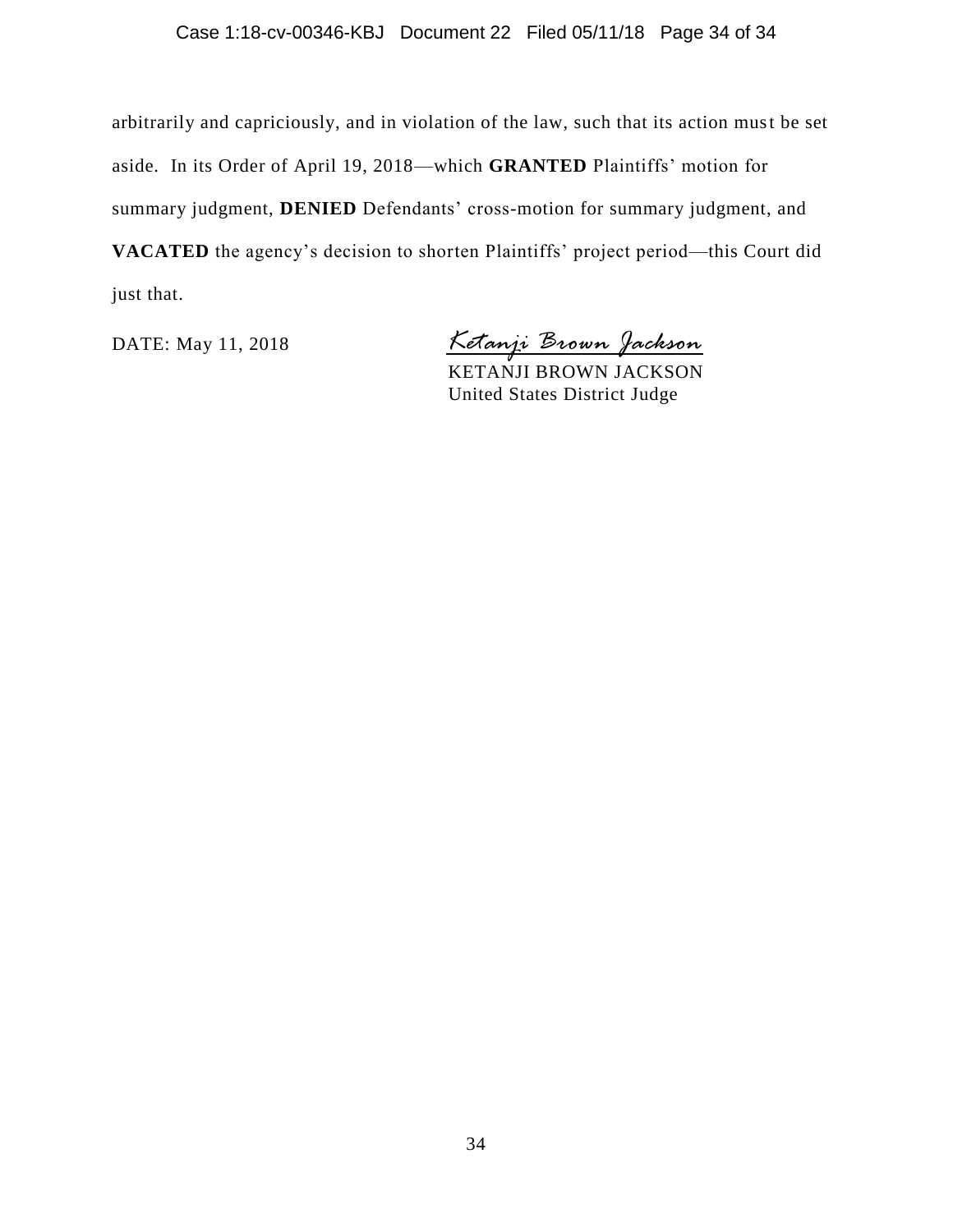arbitrarily and capriciously, and in violation of the law, such that its action must be set aside. In its Order of April 19, 2018—which **GRANTED** Plaintiffs' motion for summary judgment, **DENIED** Defendants' cross-motion for summary judgment, and **VACATED** the agency's decision to shorten Plaintiffs' project period—this Court did just that.

DATE: May 11, 2018

*Ketanji Brown Jackson*
KETANJI BROWN JACKSON
United States District Judge